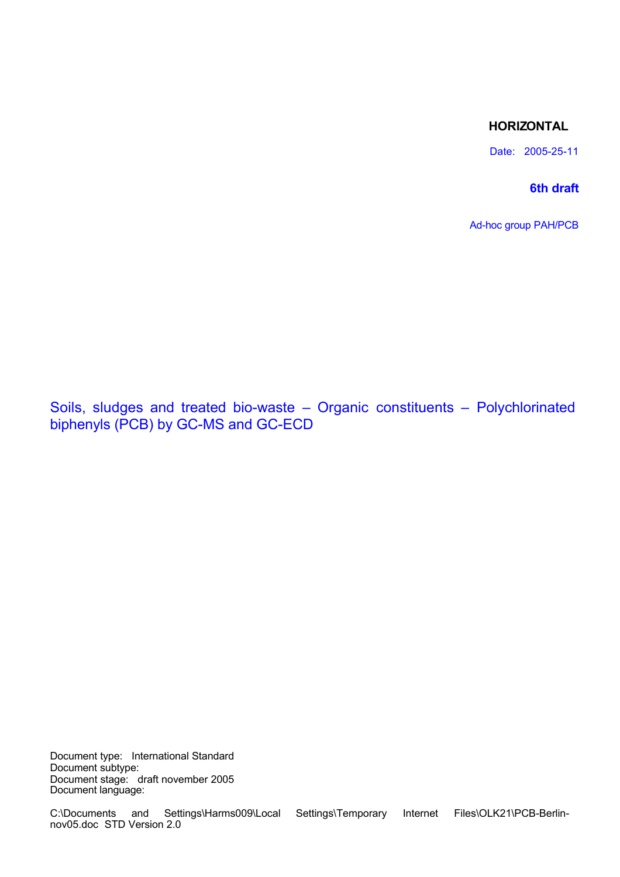**HORIZONTAL**

Date: 2005-25-11

**6th draft**

Ad-hoc group PAH/PCB

# Soils, sludges and treated bio-waste – Organic constituents – Polychlorinated biphenyls (PCB) by GC-MS and GC-ECD

Document type: International Standard
Document subtype:
Document stage: draft november 2005
Document language:

C:\Documents and Settings\Harms009\Local Settings\Temporary Internet Files\OLK21\PCB-Berlin-nov05.doc STD Version 2.0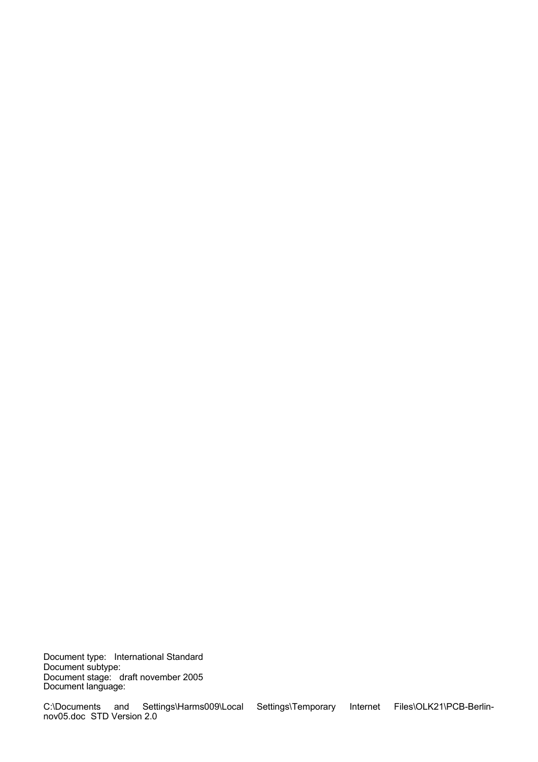Document type: International Standard
Document subtype:
Document stage: draft november 2005
Document language:

C:\Documents and Settings\Harms009\Local Settings\Temporary Internet Files\OLK21\PCB-Berlin-nov05.doc STD Version 2.0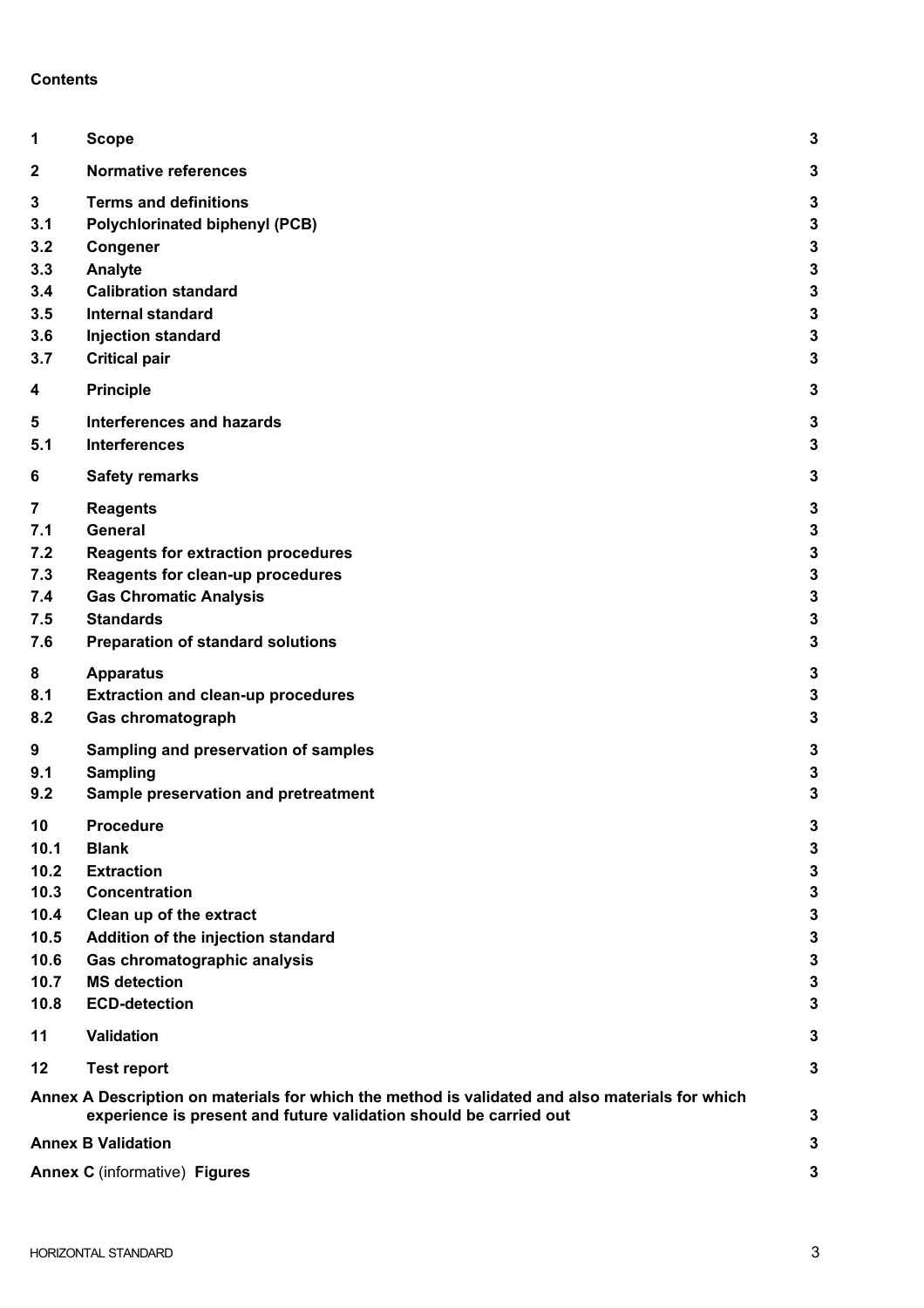**Contents**

| | | |
|---|---|---|
| **1** | **Scope** | **3** |
| **2** | **Normative references** | **3** |
| **3** | **Terms and definitions** | **3** |
| **3.1** | **Polychlorinated biphenyl (PCB)** | **3** |
| **3.2** | **Congener** | **3** |
| **3.3** | **Analyte** | **3** |
| **3.4** | **Calibration standard** | **3** |
| **3.5** | **Internal standard** | **3** |
| **3.6** | **Injection standard** | **3** |
| **3.7** | **Critical pair** | **3** |
| **4** | **Principle** | **3** |
| **5** | **Interferences and hazards** | **3** |
| **5.1** | **Interferences** | **3** |
| **6** | **Safety remarks** | **3** |
| **7** | **Reagents** | **3** |
| **7.1** | **General** | **3** |
| **7.2** | **Reagents for extraction procedures** | **3** |
| **7.3** | **Reagents for clean-up procedures** | **3** |
| **7.4** | **Gas Chromatic Analysis** | **3** |
| **7.5** | **Standards** | **3** |
| **7.6** | **Preparation of standard solutions** | **3** |
| **8** | **Apparatus** | **3** |
| **8.1** | **Extraction and clean-up procedures** | **3** |
| **8.2** | **Gas chromatograph** | **3** |
| **9** | **Sampling and preservation of samples** | **3** |
| **9.1** | **Sampling** | **3** |
| **9.2** | **Sample preservation and pretreatment** | **3** |
| **10** | **Procedure** | **3** |
| **10.1** | **Blank** | **3** |
| **10.2** | **Extraction** | **3** |
| **10.3** | **Concentration** | **3** |
| **10.4** | **Clean up of the extract** | **3** |
| **10.5** | **Addition of the injection standard** | **3** |
| **10.6** | **Gas chromatographic analysis** | **3** |
| **10.7** | **MS detection** | **3** |
| **10.8** | **ECD-detection** | **3** |
| **11** | **Validation** | **3** |
| **12** | **Test report** | **3** |

**Annex A Description on materials for which the method is validated and also materials for which experience is present and future validation should be carried out** **3**

**Annex B Validation** **3**

**Annex C** (informative) **Figures** **3**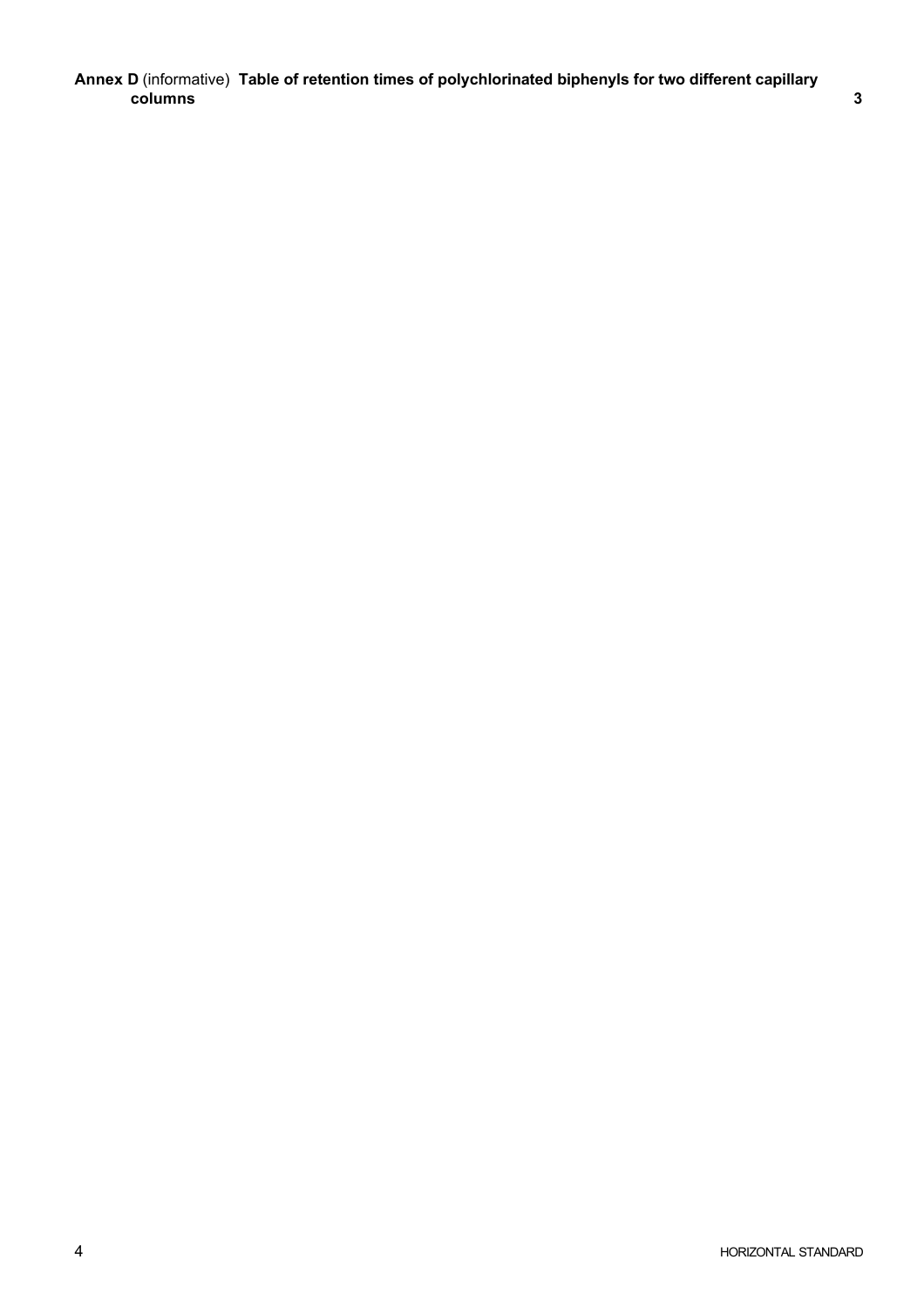**Annex D** (informative) **Table of retention times of polychlorinated biphenyls for two different capillary columns** **3**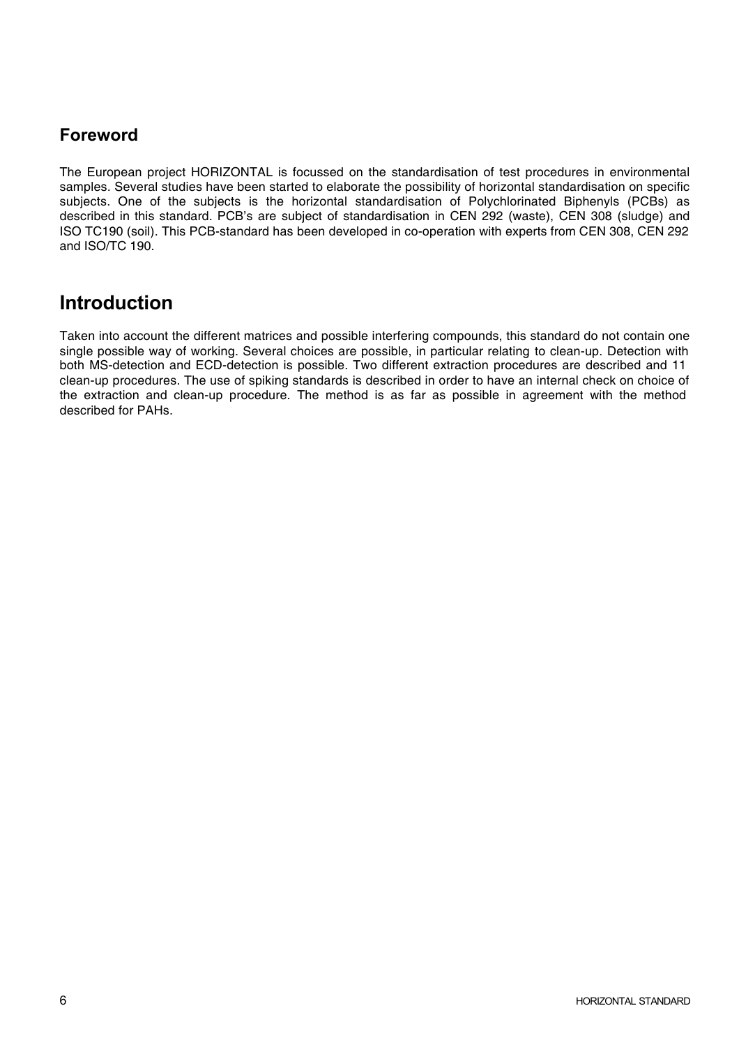## Foreword

The European project HORIZONTAL is focussed on the standardisation of test procedures in environmental samples. Several studies have been started to elaborate the possibility of horizontal standardisation on specific subjects. One of the subjects is the horizontal standardisation of Polychlorinated Biphenyls (PCBs) as described in this standard. PCB's are subject of standardisation in CEN 292 (waste), CEN 308 (sludge) and ISO TC190 (soil). This PCB-standard has been developed in co-operation with experts from CEN 308, CEN 292 and ISO/TC 190.

# Introduction

Taken into account the different matrices and possible interfering compounds, this standard do not contain one single possible way of working. Several choices are possible, in particular relating to clean-up. Detection with both MS-detection and ECD-detection is possible. Two different extraction procedures are described and 11 clean-up procedures. The use of spiking standards is described in order to have an internal check on choice of the extraction and clean-up procedure. The method is as far as possible in agreement with the method described for PAHs.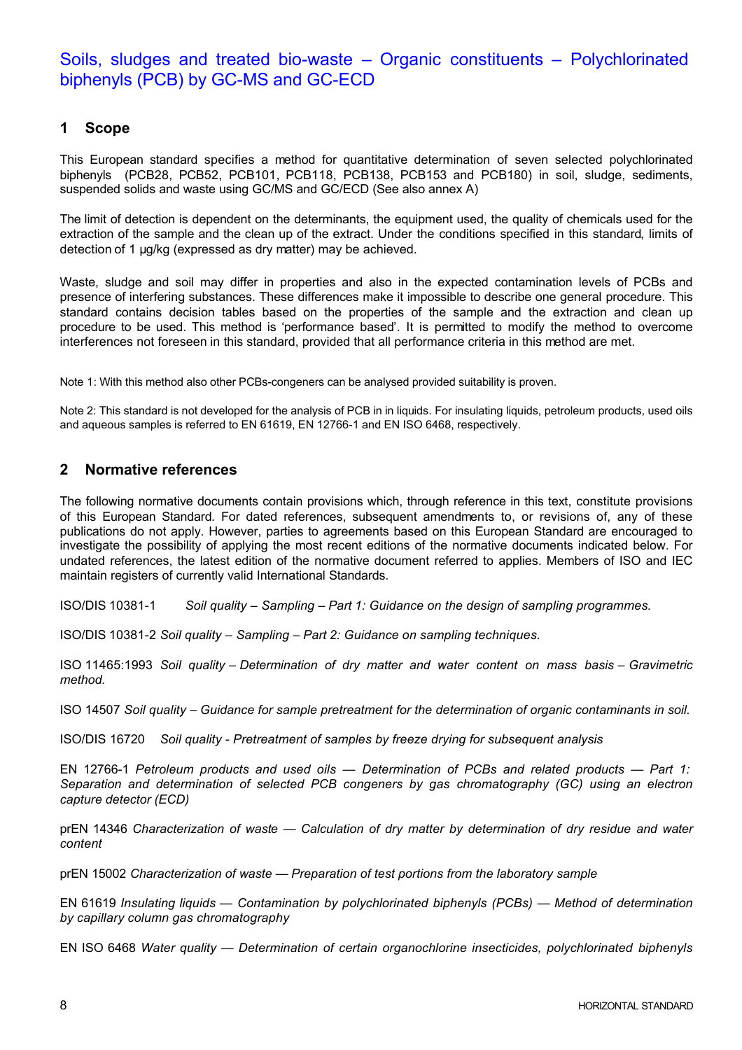# Soils, sludges and treated bio-waste – Organic constituents – Polychlorinated biphenyls (PCB) by GC-MS and GC-ECD

## 1 Scope

This European standard specifies a method for quantitative determination of seven selected polychlorinated biphenyls (PCB28, PCB52, PCB101, PCB118, PCB138, PCB153 and PCB180) in soil, sludge, sediments, suspended solids and waste using GC/MS and GC/ECD (See also annex A)

The limit of detection is dependent on the determinants, the equipment used, the quality of chemicals used for the extraction of the sample and the clean up of the extract. Under the conditions specified in this standard, limits of detection of 1 µg/kg (expressed as dry matter) may be achieved.

Waste, sludge and soil may differ in properties and also in the expected contamination levels of PCBs and presence of interfering substances. These differences make it impossible to describe one general procedure. This standard contains decision tables based on the properties of the sample and the extraction and clean up procedure to be used. This method is 'performance based'. It is permitted to modify the method to overcome interferences not foreseen in this standard, provided that all performance criteria in this method are met.

Note 1: With this method also other PCBs-congeners can be analysed provided suitability is proven.

Note 2: This standard is not developed for the analysis of PCB in in liquids. For insulating liquids, petroleum products, used oils and aqueous samples is referred to EN 61619, EN 12766-1 and EN ISO 6468, respectively.

## 2 Normative references

The following normative documents contain provisions which, through reference in this text, constitute provisions of this European Standard. For dated references, subsequent amendments to, or revisions of, any of these publications do not apply. However, parties to agreements based on this European Standard are encouraged to investigate the possibility of applying the most recent editions of the normative documents indicated below. For undated references, the latest edition of the normative document referred to applies. Members of ISO and IEC maintain registers of currently valid International Standards.

ISO/DIS 10381-1 *Soil quality – Sampling – Part 1: Guidance on the design of sampling programmes.*

ISO/DIS 10381-2 *Soil quality – Sampling – Part 2: Guidance on sampling techniques.*

ISO 11465:1993 *Soil quality – Determination of dry matter and water content on mass basis – Gravimetric method.*

ISO 14507 *Soil quality – Guidance for sample pretreatment for the determination of organic contaminants in soil.*

ISO/DIS 16720 *Soil quality - Pretreatment of samples by freeze drying for subsequent analysis*

EN 12766-1 *Petroleum products and used oils — Determination of PCBs and related products — Part 1: Separation and determination of selected PCB congeners by gas chromatography (GC) using an electron capture detector (ECD)*

prEN 14346 *Characterization of waste — Calculation of dry matter by determination of dry residue and water content*

prEN 15002 *Characterization of waste — Preparation of test portions from the laboratory sample*

EN 61619 *Insulating liquids — Contamination by polychlorinated biphenyls (PCBs) — Method of determination by capillary column gas chromatography*

EN ISO 6468 *Water quality — Determination of certain organochlorine insecticides, polychlorinated biphenyls*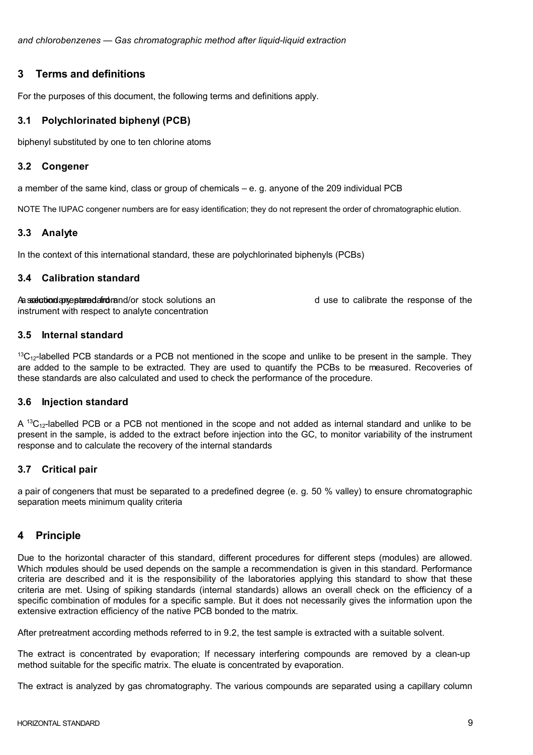*and chlorobenzenes — Gas chromatographic method after liquid-liquid extraction*

## 3 Terms and definitions

For the purposes of this document, the following terms and definitions apply.

### 3.1 Polychlorinated biphenyl (PCB)

biphenyl substituted by one to ten chlorine atoms

### 3.2 Congener

a member of the same kind, class or group of chemicals – e. g. anyone of the 209 individual PCB

NOTE The IUPAC congener numbers are for easy identification; they do not represent the order of chromatographic elution.

### 3.3 Analyte

In the context of this international standard, these are polychlorinated biphenyls (PCBs)

### 3.4 Calibration standard

A solution prepared from secondary standard and/or stock solutions and used to calibrate the response of the instrument with respect to analyte concentration

### 3.5 Internal standard

$^{13}C_{12}$-labelled PCB standards or a PCB not mentioned in the scope and unlike to be present in the sample. They are added to the sample to be extracted. They are used to quantify the PCBs to be measured. Recoveries of these standards are also calculated and used to check the performance of the procedure.

### 3.6 Injection standard

A $^{13}C_{12}$-labelled PCB or a PCB not mentioned in the scope and not added as internal standard and unlike to be present in the sample, is added to the extract before injection into the GC, to monitor variability of the instrument response and to calculate the recovery of the internal standards

### 3.7 Critical pair

a pair of congeners that must be separated to a predefined degree (e. g. 50 % valley) to ensure chromatographic separation meets minimum quality criteria

## 4 Principle

Due to the horizontal character of this standard, different procedures for different steps (modules) are allowed. Which modules should be used depends on the sample a recommendation is given in this standard. Performance criteria are described and it is the responsibility of the laboratories applying this standard to show that these criteria are met. Using of spiking standards (internal standards) allows an overall check on the efficiency of a specific combination of modules for a specific sample. But it does not necessarily gives the information upon the extensive extraction efficiency of the native PCB bonded to the matrix.

After pretreatment according methods referred to in 9.2, the test sample is extracted with a suitable solvent.

The extract is concentrated by evaporation; If necessary interfering compounds are removed by a clean-up method suitable for the specific matrix. The eluate is concentrated by evaporation.

The extract is analyzed by gas chromatography. The various compounds are separated using a capillary column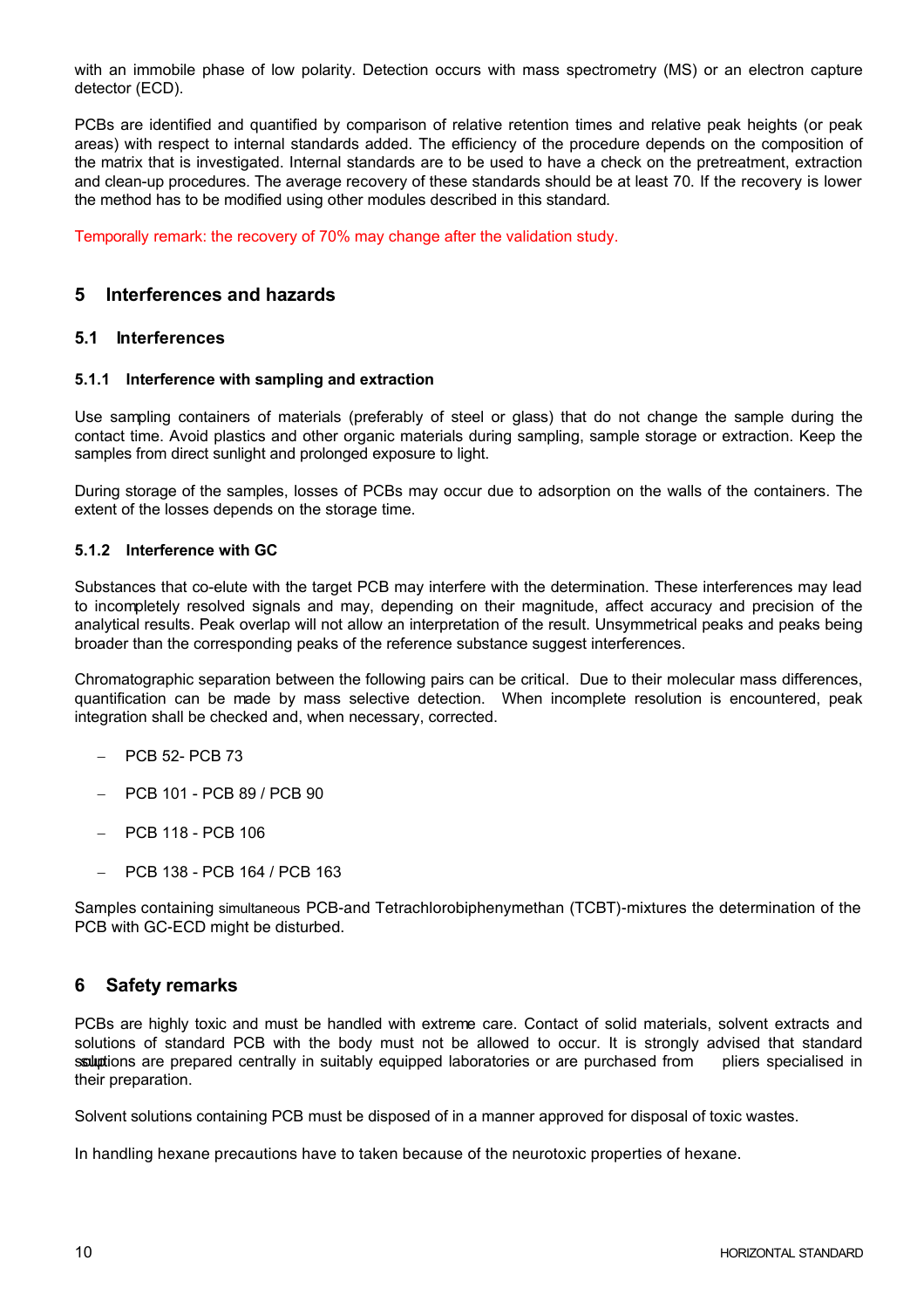with an immobile phase of low polarity. Detection occurs with mass spectrometry (MS) or an electron capture detector (ECD).

PCBs are identified and quantified by comparison of relative retention times and relative peak heights (or peak areas) with respect to internal standards added. The efficiency of the procedure depends on the composition of the matrix that is investigated. Internal standards are to be used to have a check on the pretreatment, extraction and clean-up procedures. The average recovery of these standards should be at least 70. If the recovery is lower the method has to be modified using other modules described in this standard.

Temporally remark: the recovery of 70% may change after the validation study.

## 5 Interferences and hazards

### 5.1 Interferences

#### 5.1.1 Interference with sampling and extraction

Use sampling containers of materials (preferably of steel or glass) that do not change the sample during the contact time. Avoid plastics and other organic materials during sampling, sample storage or extraction. Keep the samples from direct sunlight and prolonged exposure to light.

During storage of the samples, losses of PCBs may occur due to adsorption on the walls of the containers. The extent of the losses depends on the storage time.

#### 5.1.2 Interference with GC

Substances that co-elute with the target PCB may interfere with the determination. These interferences may lead to incompletely resolved signals and may, depending on their magnitude, affect accuracy and precision of the analytical results. Peak overlap will not allow an interpretation of the result. Unsymmetrical peaks and peaks being broader than the corresponding peaks of the reference substance suggest interferences.

Chromatographic separation between the following pairs can be critical. Due to their molecular mass differences, quantification can be made by mass selective detection. When incomplete resolution is encountered, peak integration shall be checked and, when necessary, corrected.

- PCB 52- PCB 73
- PCB 101 - PCB 89 / PCB 90
- PCB 118 - PCB 106
- PCB 138 - PCB 164 / PCB 163

Samples containing simultaneous PCB-and Tetrachlorobiphenymethan (TCBT)-mixtures the determination of the PCB with GC-ECD might be disturbed.

## 6 Safety remarks

PCBs are highly toxic and must be handled with extreme care. Contact of solid materials, solvent extracts and solutions of standard PCB with the body must not be allowed to occur. It is strongly advised that standard solutions are prepared centrally in suitably equipped laboratories or are purchased from suppliers specialised in their preparation.

Solvent solutions containing PCB must be disposed of in a manner approved for disposal of toxic wastes.

In handling hexane precautions have to taken because of the neurotoxic properties of hexane.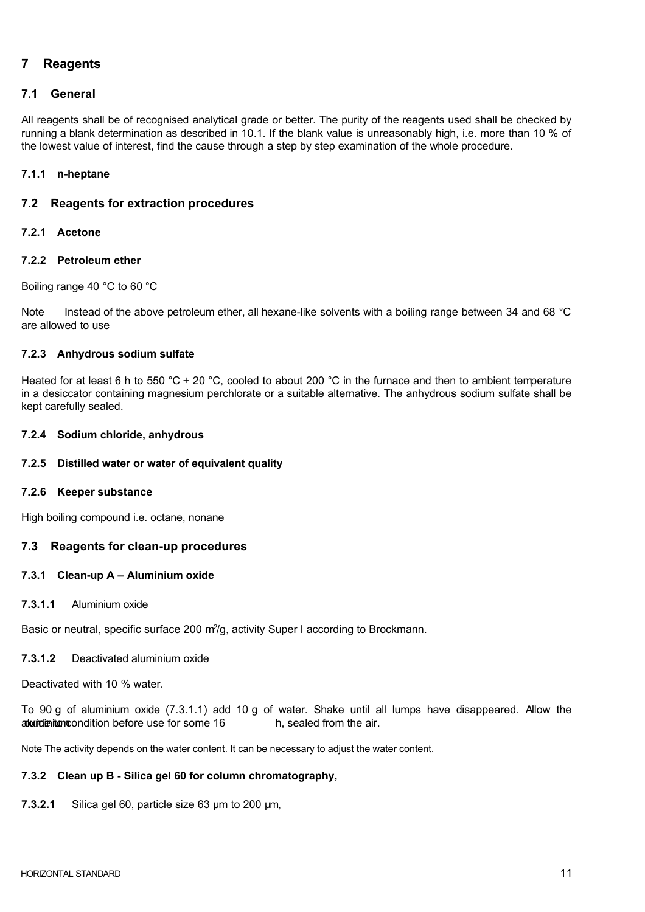# 7 Reagents

## 7.1 General

All reagents shall be of recognised analytical grade or better. The purity of the reagents used shall be checked by running a blank determination as described in 10.1. If the blank value is unreasonably high, i.e. more than 10 % of the lowest value of interest, find the cause through a step by step examination of the whole procedure.

### 7.1.1 n-heptane

## 7.2 Reagents for extraction procedures

### 7.2.1 Acetone

### 7.2.2 Petroleum ether

Boiling range 40 °C to 60 °C

Note Instead of the above petroleum ether, all hexane-like solvents with a boiling range between 34 and 68 °C are allowed to use

### 7.2.3 Anhydrous sodium sulfate

Heated for at least 6 h to 550 °C ± 20 °C, cooled to about 200 °C in the furnace and then to ambient temperature in a desiccator containing magnesium perchlorate or a suitable alternative. The anhydrous sodium sulfate shall be kept carefully sealed.

### 7.2.4 Sodium chloride, anhydrous

### 7.2.5 Distilled water or water of equivalent quality

### 7.2.6 Keeper substance

High boiling compound i.e. octane, nonane

## 7.3 Reagents for clean-up procedures

### 7.3.1 Clean-up A – Aluminium oxide

**7.3.1.1** Aluminium oxide

Basic or neutral, specific surface 200 m²/g, activity Super I according to Brockmann.

**7.3.1.2** Deactivated aluminium oxide

Deactivated with 10 % water.

To 90 g of aluminium oxide (7.3.1.1) add 10 g of water. Shake until all lumps have disappeared. Allow the aluminium oxide to condition before use for some 16 h, sealed from the air.

Note The activity depends on the water content. It can be necessary to adjust the water content.

### 7.3.2 Clean up B - Silica gel 60 for column chromatography,

**7.3.2.1** Silica gel 60, particle size 63 µm to 200 µm,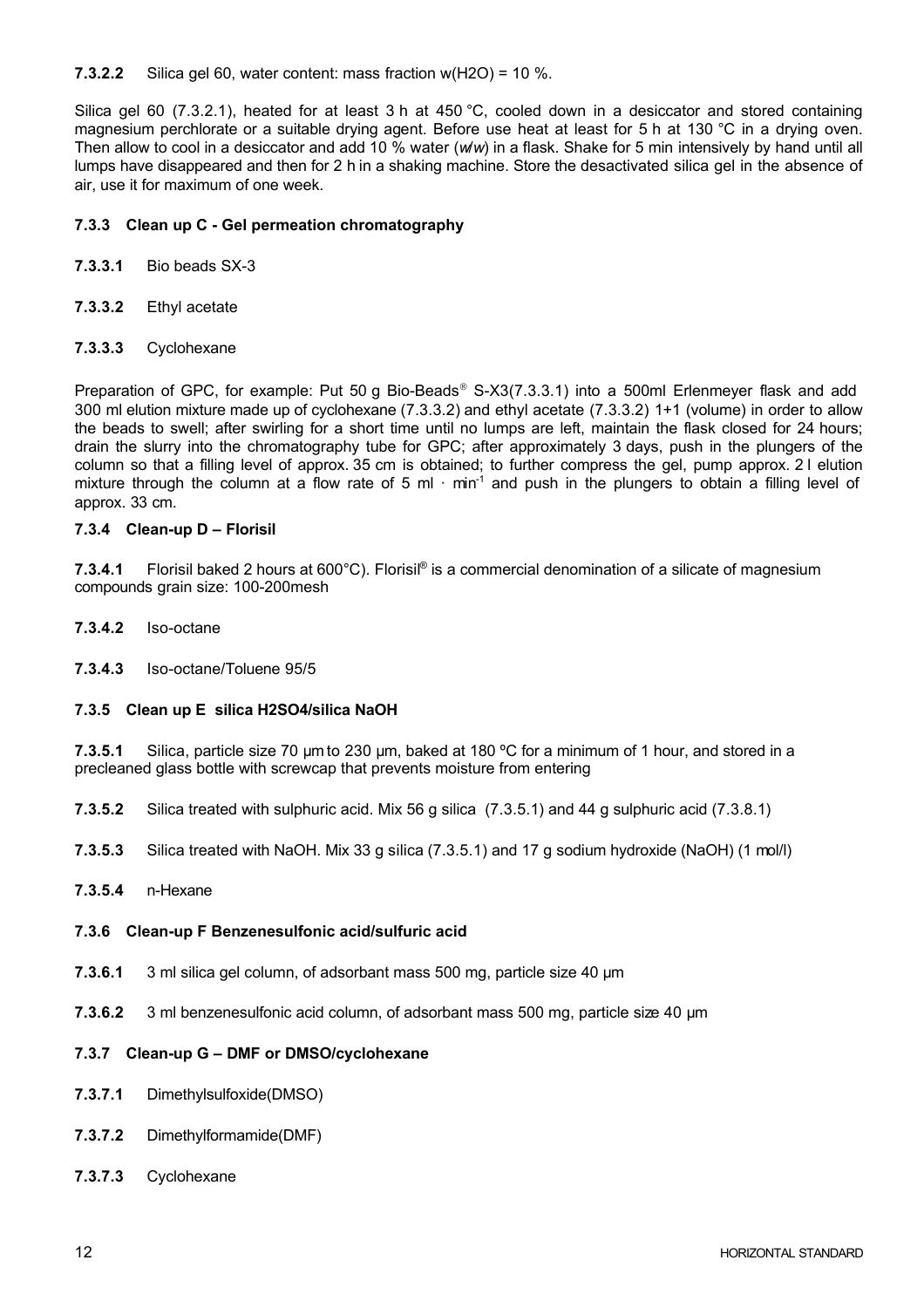**7.3.2.2** Silica gel 60, water content: mass fraction w($H_2O$) = 10 %.

Silica gel 60 (7.3.2.1), heated for at least 3 h at 450 °C, cooled down in a desiccator and stored containing magnesium perchlorate or a suitable drying agent. Before use heat at least for 5 h at 130 °C in a drying oven. Then allow to cool in a desiccator and add 10 % water (*w/w*) in a flask. Shake for 5 min intensively by hand until all lumps have disappeared and then for 2 h in a shaking machine. Store the desactivated silica gel in the absence of air, use it for maximum of one week.

### 7.3.3 Clean up C - Gel permeation chromatography

**7.3.3.1** Bio beads SX-3

**7.3.3.2** Ethyl acetate

**7.3.3.3** Cyclohexane

Preparation of GPC, for example: Put 50 g Bio-Beads® S-X3(7.3.3.1) into a 500ml Erlenmeyer flask and add 300 ml elution mixture made up of cyclohexane (7.3.3.2) and ethyl acetate (7.3.3.2) 1+1 (volume) in order to allow the beads to swell; after swirling for a short time until no lumps are left, maintain the flask closed for 24 hours; drain the slurry into the chromatography tube for GPC; after approximately 3 days, push in the plungers of the column so that a filling level of approx. 35 cm is obtained; to further compress the gel, pump approx. 2 l elution mixture through the column at a flow rate of 5 ml · $min^{-1}$ and push in the plungers to obtain a filling level of approx. 33 cm.

### 7.3.4 Clean-up D – Florisil

**7.3.4.1** Florisil baked 2 hours at 600°C). Florisil® is a commercial denomination of a silicate of magnesium compounds grain size: 100-200mesh

**7.3.4.2** Iso-octane

**7.3.4.3** Iso-octane/Toluene 95/5

### 7.3.5 Clean up E silica H2SO4/silica NaOH

**7.3.5.1** Silica, particle size 70 µm to 230 µm, baked at 180 ºC for a minimum of 1 hour, and stored in a precleaned glass bottle with screwcap that prevents moisture from entering

**7.3.5.2** Silica treated with sulphuric acid. Mix 56 g silica (7.3.5.1) and 44 g sulphuric acid (7.3.8.1)

**7.3.5.3** Silica treated with NaOH. Mix 33 g silica (7.3.5.1) and 17 g sodium hydroxide (NaOH) (1 mol/l)

**7.3.5.4** n-Hexane

### 7.3.6 Clean-up F Benzenesulfonic acid/sulfuric acid

**7.3.6.1** 3 ml silica gel column, of adsorbant mass 500 mg, particle size 40 µm

**7.3.6.2** 3 ml benzenesulfonic acid column, of adsorbant mass 500 mg, particle size 40 µm

### 7.3.7 Clean-up G – DMF or DMSO/cyclohexane

**7.3.7.1** Dimethylsulfoxide(DMSO)

**7.3.7.2** Dimethylformamide(DMF)

**7.3.7.3** Cyclohexane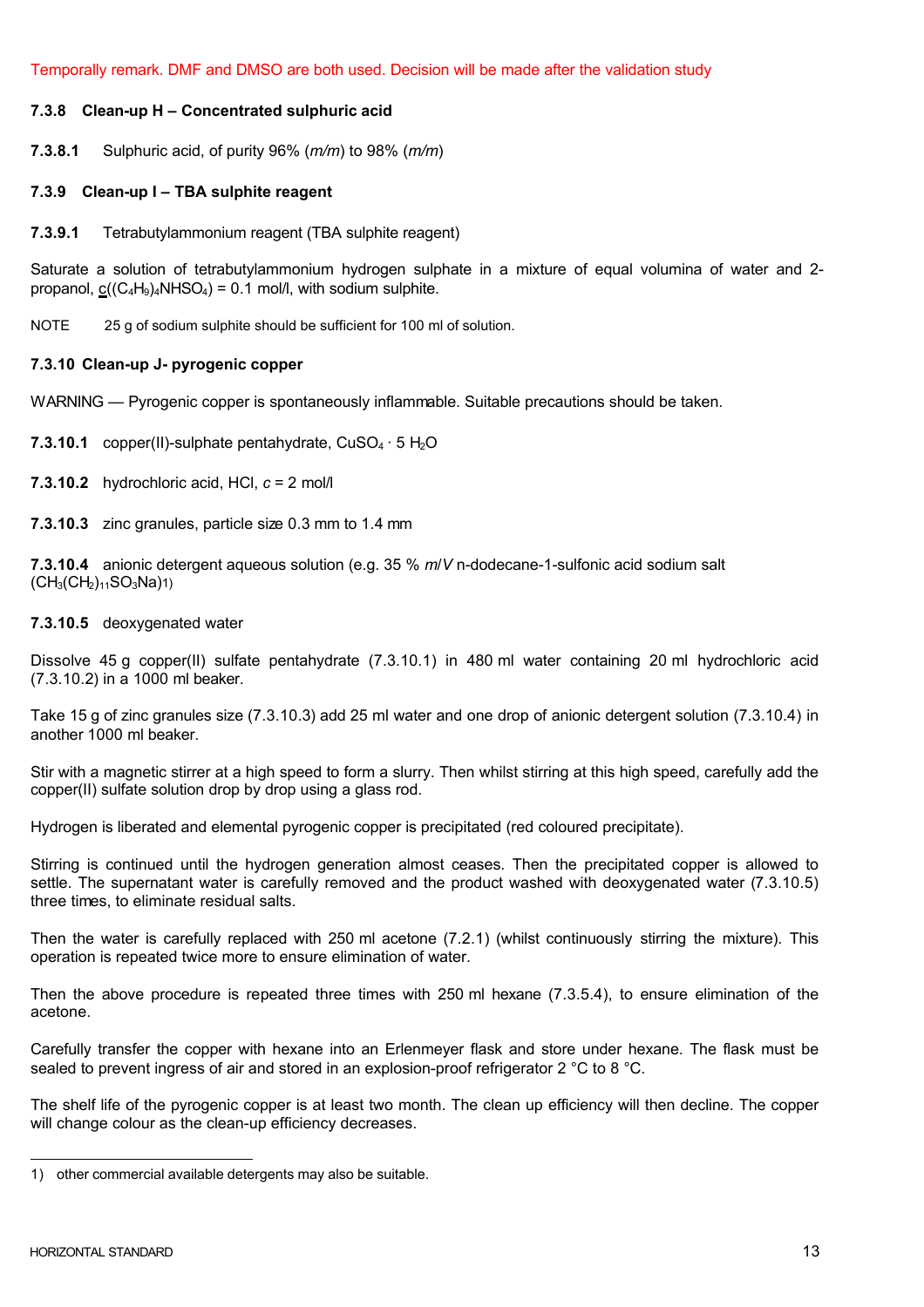Temporally remark. DMF and DMSO are both used. Decision will be made after the validation study

### 7.3.8 Clean-up H – Concentrated sulphuric acid

**7.3.8.1** Sulphuric acid, of purity 96% (*m/m*) to 98% (*m/m*)

### 7.3.9 Clean-up I – TBA sulphite reagent

**7.3.9.1** Tetrabutylammonium reagent (TBA sulphite reagent)

Saturate a solution of tetrabutylammonium hydrogen sulphate in a mixture of equal volumina of water and 2-propanol, $c((C_4H_9)_4NHSO_4)$ = 0.1 mol/l, with sodium sulphite.

NOTE 25 g of sodium sulphite should be sufficient for 100 ml of solution.

### 7.3.10 Clean-up J- pyrogenic copper

WARNING — Pyrogenic copper is spontaneously inflammable. Suitable precautions should be taken.

**7.3.10.1** copper(II)-sulphate pentahydrate, $CuSO_4 \cdot 5\ H_2O$

**7.3.10.2** hydrochloric acid, HCl, *c* = 2 mol/l

**7.3.10.3** zinc granules, particle size 0.3 mm to 1.4 mm

**7.3.10.4** anionic detergent aqueous solution (e.g. 35 % *m*/*V* n-dodecane-1-sulfonic acid sodium salt $(CH_3(CH_2)_{11}SO_3Na)$[1])

**7.3.10.5** deoxygenated water

Dissolve 45 g copper(II) sulfate pentahydrate (7.3.10.1) in 480 ml water containing 20 ml hydrochloric acid (7.3.10.2) in a 1000 ml beaker.

Take 15 g of zinc granules size (7.3.10.3) add 25 ml water and one drop of anionic detergent solution (7.3.10.4) in another 1000 ml beaker.

Stir with a magnetic stirrer at a high speed to form a slurry. Then whilst stirring at this high speed, carefully add the copper(II) sulfate solution drop by drop using a glass rod.

Hydrogen is liberated and elemental pyrogenic copper is precipitated (red coloured precipitate).

Stirring is continued until the hydrogen generation almost ceases. Then the precipitated copper is allowed to settle. The supernatant water is carefully removed and the product washed with deoxygenated water (7.3.10.5) three times, to eliminate residual salts.

Then the water is carefully replaced with 250 ml acetone (7.2.1) (whilst continuously stirring the mixture). This operation is repeated twice more to ensure elimination of water.

Then the above procedure is repeated three times with 250 ml hexane (7.3.5.4), to ensure elimination of the acetone.

Carefully transfer the copper with hexane into an Erlenmeyer flask and store under hexane. The flask must be sealed to prevent ingress of air and stored in an explosion-proof refrigerator 2 °C to 8 °C.

The shelf life of the pyrogenic copper is at least two month. The clean up efficiency will then decline. The copper will change colour as the clean-up efficiency decreases.

---

1) other commercial available detergents may also be suitable.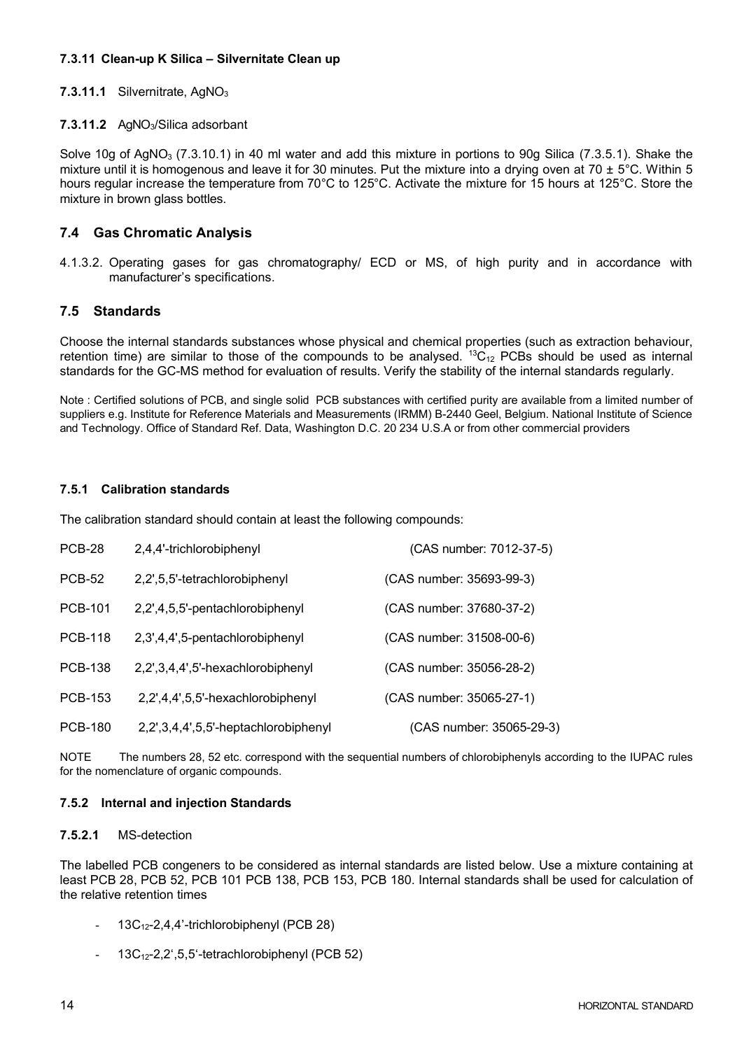#### 7.3.11 Clean-up K Silica – Silvernitate Clean up

**7.3.11.1** Silvernitrate, $AgNO_3$

**7.3.11.2** $AgNO_3$/Silica adsorbant

Solve 10g of $AgNO_3$ (7.3.10.1) in 40 ml water and add this mixture in portions to 90g Silica (7.3.5.1). Shake the mixture until it is homogenous and leave it for 30 minutes. Put the mixture into a drying oven at 70 ± 5°C. Within 5 hours regular increase the temperature from 70°C to 125°C. Activate the mixture for 15 hours at 125°C. Store the mixture in brown glass bottles.

## 7.4 Gas Chromatic Analysis

4.1.3.2. Operating gases for gas chromatography/ ECD or MS, of high purity and in accordance with manufacturer's specifications.

## 7.5 Standards

Choose the internal standards substances whose physical and chemical properties (such as extraction behaviour, retention time) are similar to those of the compounds to be analysed. $^{13}C_{12}$ PCBs should be used as internal standards for the GC-MS method for evaluation of results. Verify the stability of the internal standards regularly.

Note : Certified solutions of PCB, and single solid PCB substances with certified purity are available from a limited number of suppliers e.g. Institute for Reference Materials and Measurements (IRMM) B-2440 Geel, Belgium. National Institute of Science and Technology. Office of Standard Ref. Data, Washington D.C. 20 234 U.S.A or from other commercial providers

### 7.5.1 Calibration standards

The calibration standard should contain at least the following compounds:

| | | |
|---|---|---|
| PCB-28 | 2,4,4'-trichlorobiphenyl | (CAS number: 7012-37-5) |
| PCB-52 | 2,2',5,5'-tetrachlorobiphenyl | (CAS number: 35693-99-3) |
| PCB-101 | 2,2',4,5,5'-pentachlorobiphenyl | (CAS number: 37680-37-2) |
| PCB-118 | 2,3',4,4',5-pentachlorobiphenyl | (CAS number: 31508-00-6) |
| PCB-138 | 2,2',3,4,4',5'-hexachlorobiphenyl | (CAS number: 35056-28-2) |
| PCB-153 | 2,2',4,4',5,5'-hexachlorobiphenyl | (CAS number: 35065-27-1) |
| PCB-180 | 2,2',3,4,4',5,5'-heptachlorobiphenyl | (CAS number: 35065-29-3) |

NOTE The numbers 28, 52 etc. correspond with the sequential numbers of chlorobiphenyls according to the IUPAC rules for the nomenclature of organic compounds.

### 7.5.2 Internal and injection Standards

**7.5.2.1** MS-detection

The labelled PCB congeners to be considered as internal standards are listed below. Use a mixture containing at least PCB 28, PCB 52, PCB 101 PCB 138, PCB 153, PCB 180. Internal standards shall be used for calculation of the relative retention times

- $13C_{12}$-2,4,4'-trichlorobiphenyl (PCB 28)
- $13C_{12}$-2,2',5,5'-tetrachlorobiphenyl (PCB 52)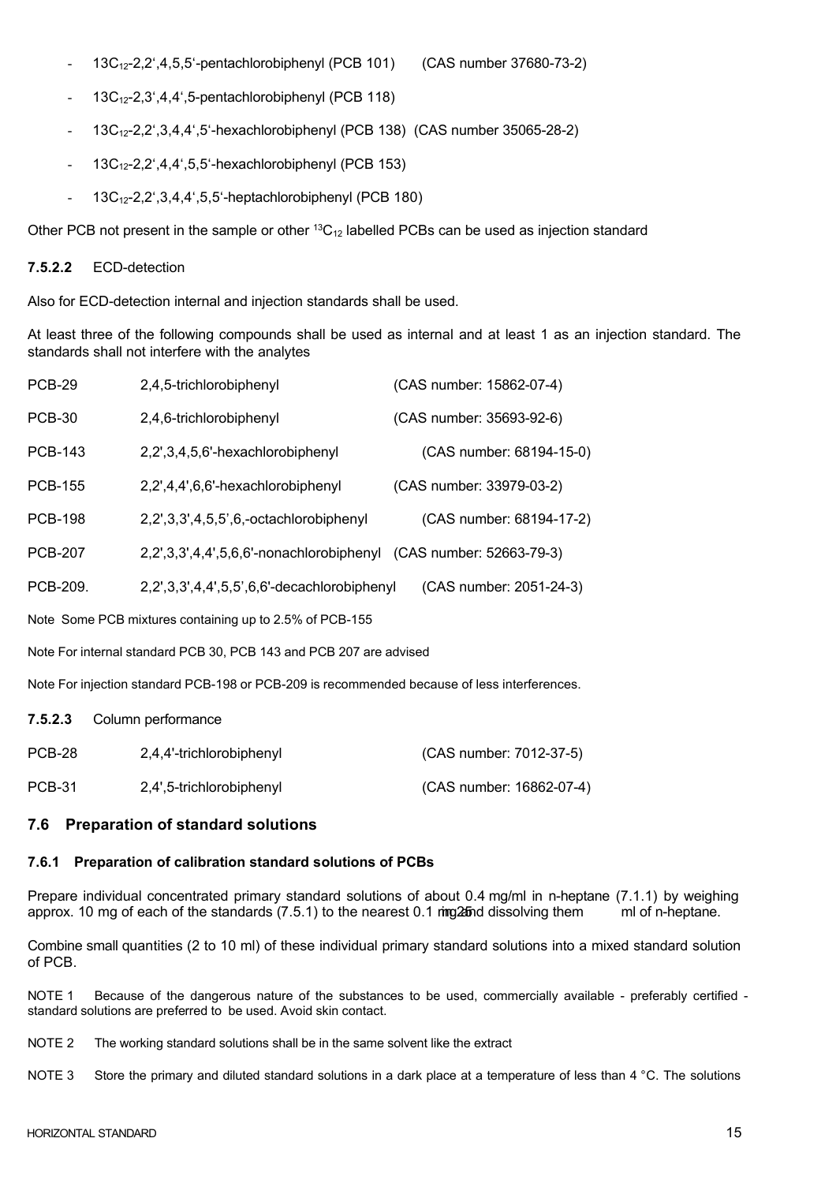- $^{13}C_{12}$-2,2',4,5,5'-pentachlorobiphenyl (PCB 101) (CAS number 37680-73-2)
- $^{13}C_{12}$-2,3',4,4',5-pentachlorobiphenyl (PCB 118)
- $^{13}C_{12}$-2,2',3,4,4',5'-hexachlorobiphenyl (PCB 138) (CAS number 35065-28-2)
- $^{13}C_{12}$-2,2',4,4',5,5'-hexachlorobiphenyl (PCB 153)
- $^{13}C_{12}$-2,2',3,4,4',5,5'-heptachlorobiphenyl (PCB 180)

Other PCB not present in the sample or other $^{13}C_{12}$ labelled PCBs can be used as injection standard

**7.5.2.2** ECD-detection

Also for ECD-detection internal and injection standards shall be used.

At least three of the following compounds shall be used as internal and at least 1 as an injection standard. The standards shall not interfere with the analytes

| | | |
|---|---|---|
| PCB-29 | 2,4,5-trichlorobiphenyl | (CAS number: 15862-07-4) |
| PCB-30 | 2,4,6-trichlorobiphenyl | (CAS number: 35693-92-6) |
| PCB-143 | 2,2',3,4,5,6'-hexachlorobiphenyl | (CAS number: 68194-15-0) |
| PCB-155 | 2,2',4,4',6,6'-hexachlorobiphenyl | (CAS number: 33979-03-2) |
| PCB-198 | 2,2',3,3',4,5,5',6,-octachlorobiphenyl | (CAS number: 68194-17-2) |
| PCB-207 | 2,2',3,3',4,4',5,6,6'-nonachlorobiphenyl | (CAS number: 52663-79-3) |
| PCB-209. | 2,2',3,3',4,4',5,5',6,6'-decachlorobiphenyl | (CAS number: 2051-24-3) |

Note Some PCB mixtures containing up to 2.5% of PCB-155

Note For internal standard PCB 30, PCB 143 and PCB 207 are advised

Note For injection standard PCB-198 or PCB-209 is recommended because of less interferences.

**7.5.2.3** Column performance

| | | |
|---|---|---|
| PCB-28 | 2,4,4'-trichlorobiphenyl | (CAS number: 7012-37-5) |
| PCB-31 | 2,4',5-trichlorobiphenyl | (CAS number: 16862-07-4) |

## 7.6 Preparation of standard solutions

### 7.6.1 Preparation of calibration standard solutions of PCBs

Prepare individual concentrated primary standard solutions of about 0.4 mg/ml in n-heptane (7.1.1) by weighing approx. 10 mg of each of the standards (7.5.1) to the nearest 0.1 mg and dissolving them 25 ml of n-heptane.

Combine small quantities (2 to 10 ml) of these individual primary standard solutions into a mixed standard solution of PCB.

NOTE 1 Because of the dangerous nature of the substances to be used, commercially available - preferably certified - standard solutions are preferred to be used. Avoid skin contact.

NOTE 2 The working standard solutions shall be in the same solvent like the extract

NOTE 3 Store the primary and diluted standard solutions in a dark place at a temperature of less than 4 °C. The solutions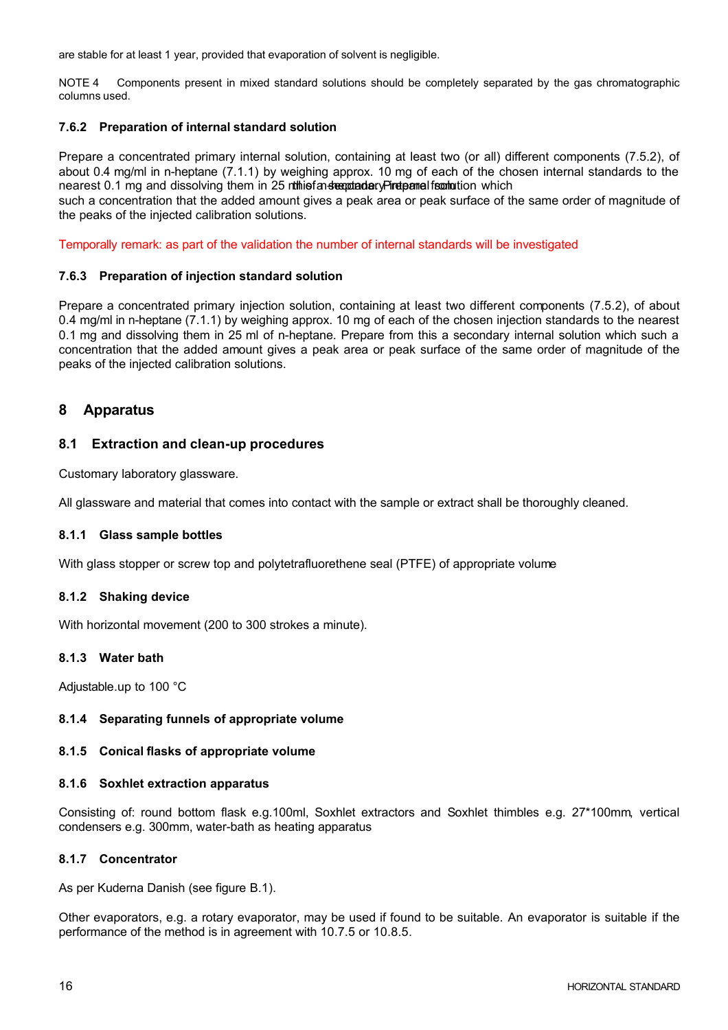are stable for at least 1 year, provided that evaporation of solvent is negligible.

NOTE 4 Components present in mixed standard solutions should be completely separated by the gas chromatographic columns used.

#### 7.6.2 Preparation of internal standard solution

Prepare a concentrated primary internal solution, containing at least two (or all) different components (7.5.2), of about 0.4 mg/ml in n-heptane (7.1.1) by weighing approx. 10 mg of each of the chosen internal standards to the nearest 0.1 mg and dissolving them in 25 ml of n-heptane. Prepare from this a secondary internal solution which such a concentration that the added amount gives a peak area or peak surface of the same order of magnitude of the peaks of the injected calibration solutions.

Temporally remark: as part of the validation the number of internal standards will be investigated

#### 7.6.3 Preparation of injection standard solution

Prepare a concentrated primary injection solution, containing at least two different components (7.5.2), of about 0.4 mg/ml in n-heptane (7.1.1) by weighing approx. 10 mg of each of the chosen injection standards to the nearest 0.1 mg and dissolving them in 25 ml of n-heptane. Prepare from this a secondary internal solution which such a concentration that the added amount gives a peak area or peak surface of the same order of magnitude of the peaks of the injected calibration solutions.

## 8 Apparatus

### 8.1 Extraction and clean-up procedures

Customary laboratory glassware.

All glassware and material that comes into contact with the sample or extract shall be thoroughly cleaned.

#### 8.1.1 Glass sample bottles

With glass stopper or screw top and polytetrafluorethene seal (PTFE) of appropriate volume

#### 8.1.2 Shaking device

With horizontal movement (200 to 300 strokes a minute).

#### 8.1.3 Water bath

Adjustable.up to 100 °C

#### 8.1.4 Separating funnels of appropriate volume

#### 8.1.5 Conical flasks of appropriate volume

#### 8.1.6 Soxhlet extraction apparatus

Consisting of: round bottom flask e.g.100ml, Soxhlet extractors and Soxhlet thimbles e.g. 27*100mm, vertical condensers e.g. 300mm, water-bath as heating apparatus

#### 8.1.7 Concentrator

As per Kuderna Danish (see figure B.1).

Other evaporators, e.g. a rotary evaporator, may be used if found to be suitable. An evaporator is suitable if the performance of the method is in agreement with 10.7.5 or 10.8.5.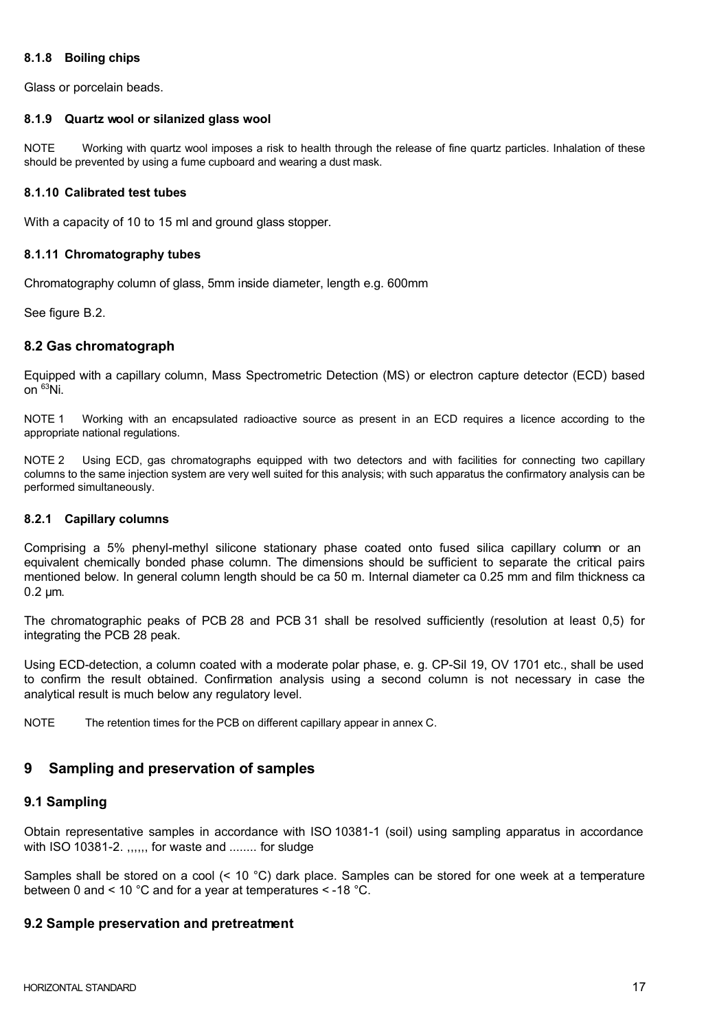#### 8.1.8 Boiling chips

Glass or porcelain beads.

#### 8.1.9 Quartz wool or silanized glass wool

NOTE Working with quartz wool imposes a risk to health through the release of fine quartz particles. Inhalation of these should be prevented by using a fume cupboard and wearing a dust mask.

#### 8.1.10 Calibrated test tubes

With a capacity of 10 to 15 ml and ground glass stopper.

#### 8.1.11 Chromatography tubes

Chromatography column of glass, 5mm inside diameter, length e.g. 600mm

See figure B.2.

### 8.2 Gas chromatograph

Equipped with a capillary column, Mass Spectrometric Detection (MS) or electron capture detector (ECD) based on $^{63}Ni$.

NOTE 1 Working with an encapsulated radioactive source as present in an ECD requires a licence according to the appropriate national regulations.

NOTE 2 Using ECD, gas chromatographs equipped with two detectors and with facilities for connecting two capillary columns to the same injection system are very well suited for this analysis; with such apparatus the confirmatory analysis can be performed simultaneously.

#### 8.2.1 Capillary columns

Comprising a 5% phenyl-methyl silicone stationary phase coated onto fused silica capillary column or an equivalent chemically bonded phase column. The dimensions should be sufficient to separate the critical pairs mentioned below. In general column length should be ca 50 m. Internal diameter ca 0.25 mm and film thickness ca 0.2 µm.

The chromatographic peaks of PCB 28 and PCB 31 shall be resolved sufficiently (resolution at least 0,5) for integrating the PCB 28 peak.

Using ECD-detection, a column coated with a moderate polar phase, e. g. CP-Sil 19, OV 1701 etc., shall be used to confirm the result obtained. Confirmation analysis using a second column is not necessary in case the analytical result is much below any regulatory level.

NOTE The retention times for the PCB on different capillary appear in annex C.

## 9 Sampling and preservation of samples

### 9.1 Sampling

Obtain representative samples in accordance with ISO 10381-1 (soil) using sampling apparatus in accordance with ISO 10381-2. ,,,,,, for waste and ........ for sludge

Samples shall be stored on a cool (< 10 °C) dark place. Samples can be stored for one week at a temperature between 0 and < 10 °C and for a year at temperatures < -18 °C.

### 9.2 Sample preservation and pretreatment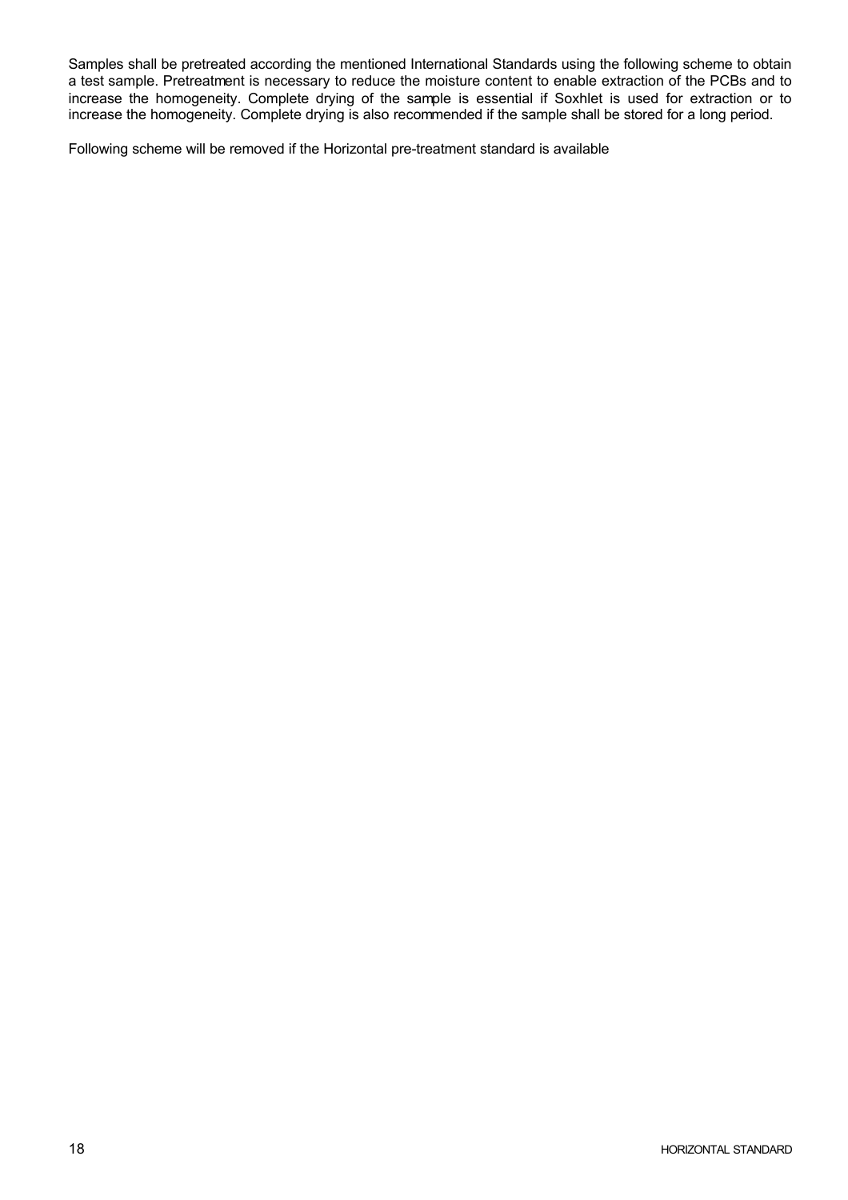Samples shall be pretreated according the mentioned International Standards using the following scheme to obtain a test sample. Pretreatment is necessary to reduce the moisture content to enable extraction of the PCBs and to increase the homogeneity. Complete drying of the sample is essential if Soxhlet is used for extraction or to increase the homogeneity. Complete drying is also recommended if the sample shall be stored for a long period.

Following scheme will be removed if the Horizontal pre-treatment standard is available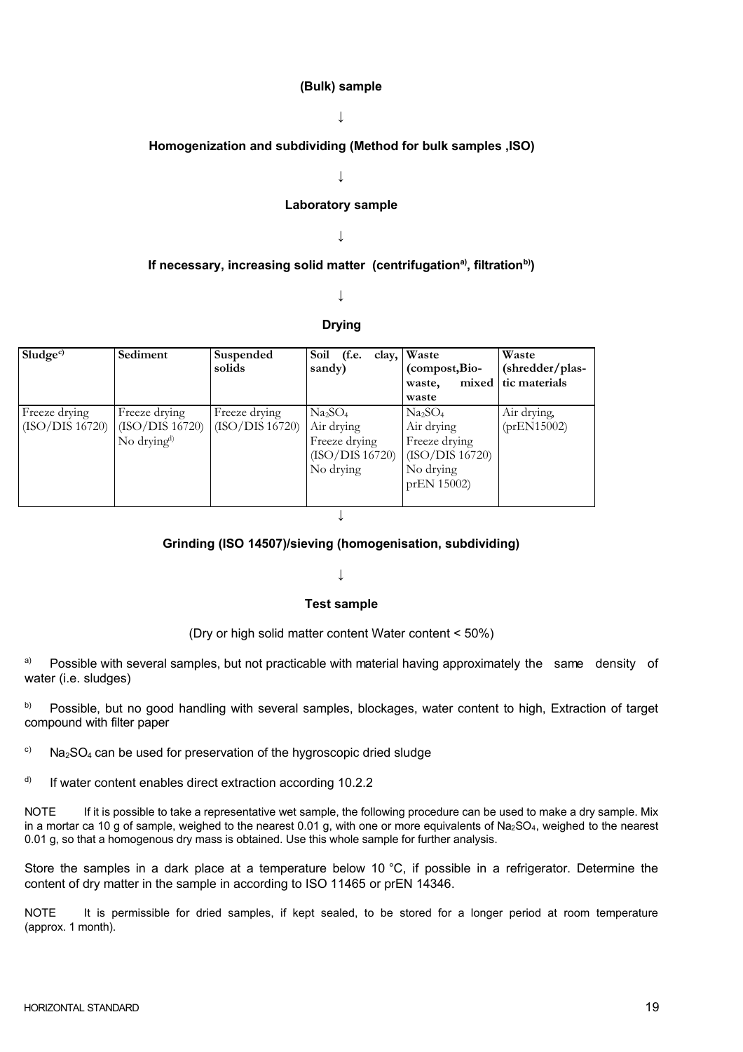**(Bulk) sample**

↓

**Homogenization and subdividing (Method for bulk samples ,ISO)**

↓

**Laboratory sample**

↓

**If necessary, increasing solid matter (centrifugation[a], filtration[b])**

↓

**Drying**

| Sludge[c] | Sediment | Suspended solids | Soil (f.e. clay, sandy) | Waste (compost,Bio-waste, mixed waste | Waste (shredder/plastic materials |
|---|---|---|---|---|---|
| Freeze drying (ISO/DIS 16720) | Freeze drying (ISO/DIS 16720) No drying[d] | Freeze drying (ISO/DIS 16720) | $Na_2SO_4$ Air drying Freeze drying (ISO/DIS 16720) No drying | $Na_2SO_4$ Air drying Freeze drying (ISO/DIS 16720) No drying prEN 15002) | Air drying, (prEN15002) |

↓

**Grinding (ISO 14507)/sieving (homogenisation, subdividing)**

↓

**Test sample**

(Dry or high solid matter content Water content < 50%)

[a] Possible with several samples, but not practicable with material having approximately the same density of water (i.e. sludges)

[b] Possible, but no good handling with several samples, blockages, water content to high, Extraction of target compound with filter paper

[c] $Na_2SO_4$ can be used for preservation of the hygroscopic dried sludge

[d] If water content enables direct extraction according 10.2.2

NOTE If it is possible to take a representative wet sample, the following procedure can be used to make a dry sample. Mix in a mortar ca 10 g of sample, weighed to the nearest 0.01 g, with one or more equivalents of $Na_2SO_4$, weighed to the nearest 0.01 g, so that a homogenous dry mass is obtained. Use this whole sample for further analysis.

Store the samples in a dark place at a temperature below 10 °C, if possible in a refrigerator. Determine the content of dry matter in the sample in according to ISO 11465 or prEN 14346.

NOTE It is permissible for dried samples, if kept sealed, to be stored for a longer period at room temperature (approx. 1 month).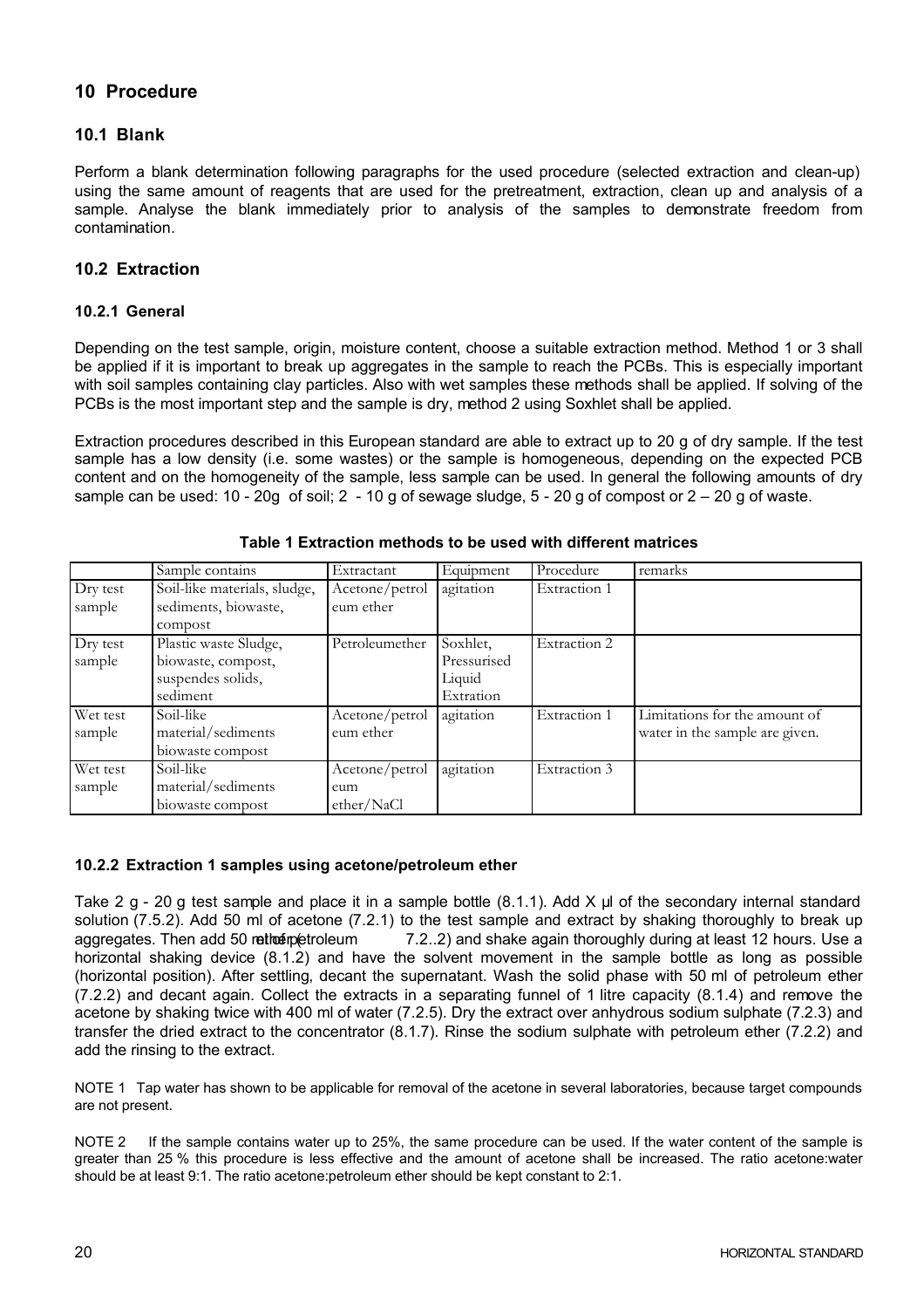## 10 Procedure

### 10.1 Blank

Perform a blank determination following paragraphs for the used procedure (selected extraction and clean-up) using the same amount of reagents that are used for the pretreatment, extraction, clean up and analysis of a sample. Analyse the blank immediately prior to analysis of the samples to demonstrate freedom from contamination.

### 10.2 Extraction

#### 10.2.1 General

Depending on the test sample, origin, moisture content, choose a suitable extraction method. Method 1 or 3 shall be applied if it is important to break up aggregates in the sample to reach the PCBs. This is especially important with soil samples containing clay particles. Also with wet samples these methods shall be applied. If solving of the PCBs is the most important step and the sample is dry, method 2 using Soxhlet shall be applied.

Extraction procedures described in this European standard are able to extract up to 20 g of dry sample. If the test sample has a low density (i.e. some wastes) or the sample is homogeneous, depending on the expected PCB content and on the homogeneity of the sample, less sample can be used. In general the following amounts of dry sample can be used: 10 - 20g of soil; 2 - 10 g of sewage sludge, 5 - 20 g of compost or 2 – 20 g of waste.

**Table 1 Extraction methods to be used with different matrices**

| | Sample contains | Extractant | Equipment | Procedure | remarks |
|---|---|---|---|---|---|
| Dry test sample | Soil-like materials, sludge, sediments, biowaste, compost | Acetone/petroleum ether | agitation | Extraction 1 | |
| Dry test sample | Plastic waste Sludge, biowaste, compost, suspendes solids, sediment | Petroleumether | Soxhlet, Pressurised Liquid Extration | Extraction 2 | |
| Wet test sample | Soil-like material/sediments biowaste compost | Acetone/petroleum ether | agitation | Extraction 1 | Limitations for the amount of water in the sample are given. |
| Wet test sample | Soil-like material/sediments biowaste compost | Acetone/petroleum ether/NaCl | agitation | Extraction 3 | |

#### 10.2.2 Extraction 1 samples using acetone/petroleum ether

Take 2 g - 20 g test sample and place it in a sample bottle (8.1.1). Add X µl of the secondary internal standard solution (7.5.2). Add 50 ml of acetone (7.2.1) to the test sample and extract by shaking thoroughly to break up aggregates. Then add 50 ml of petroleum ether (7.2..2) and shake again thoroughly during at least 12 hours. Use a horizontal shaking device (8.1.2) and have the solvent movement in the sample bottle as long as possible (horizontal position). After settling, decant the supernatant. Wash the solid phase with 50 ml of petroleum ether (7.2.2) and decant again. Collect the extracts in a separating funnel of 1 litre capacity (8.1.4) and remove the acetone by shaking twice with 400 ml of water (7.2.5). Dry the extract over anhydrous sodium sulphate (7.2.3) and transfer the dried extract to the concentrator (8.1.7). Rinse the sodium sulphate with petroleum ether (7.2.2) and add the rinsing to the extract.

NOTE 1 Tap water has shown to be applicable for removal of the acetone in several laboratories, because target compounds are not present.

NOTE 2 If the sample contains water up to 25%, the same procedure can be used. If the water content of the sample is greater than 25 % this procedure is less effective and the amount of acetone shall be increased. The ratio acetone:water should be at least 9:1. The ratio acetone:petroleum ether should be kept constant to 2:1.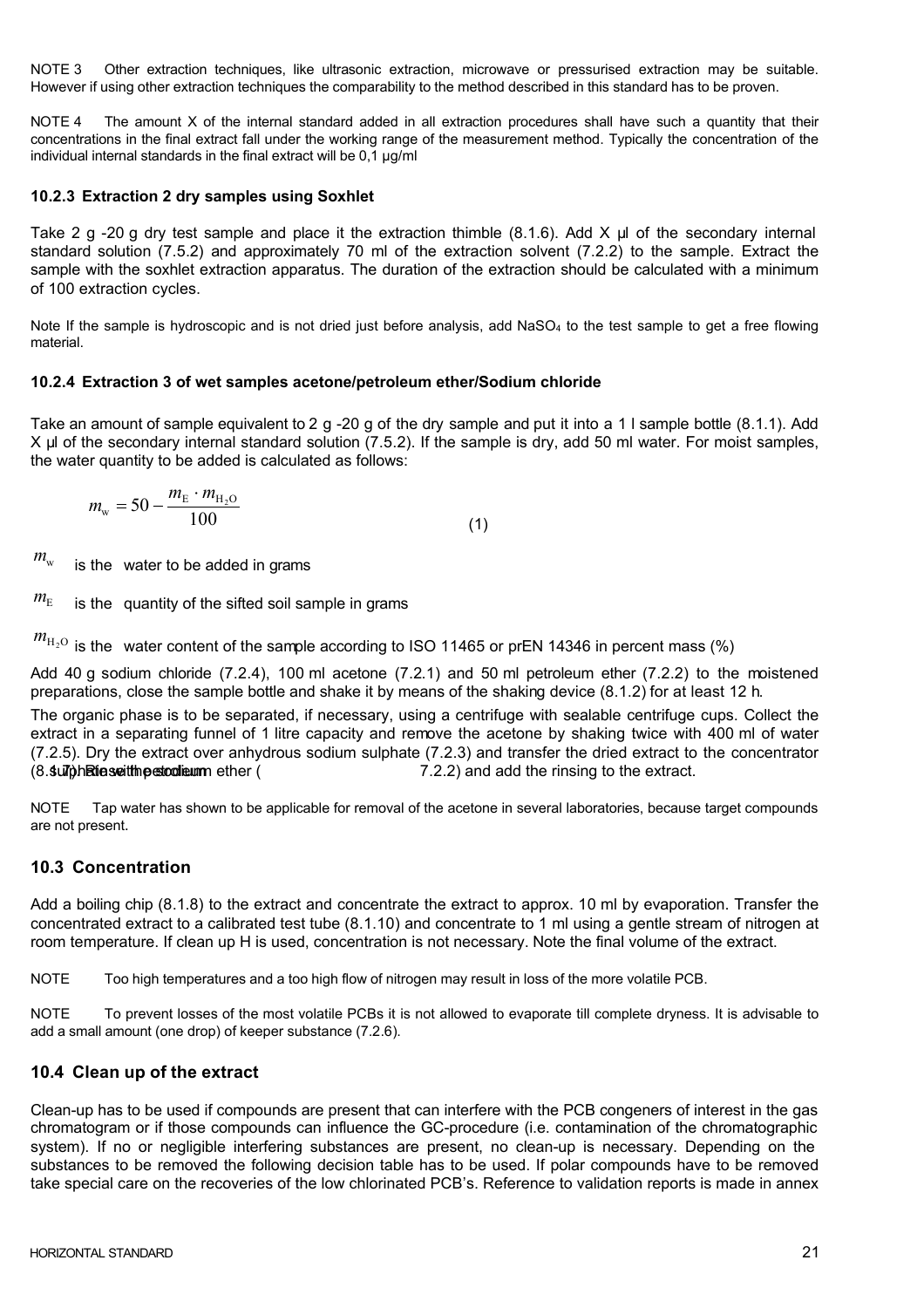NOTE 3 Other extraction techniques, like ultrasonic extraction, microwave or pressurised extraction may be suitable. However if using other extraction techniques the comparability to the method described in this standard has to be proven.

NOTE 4 The amount X of the internal standard added in all extraction procedures shall have such a quantity that their concentrations in the final extract fall under the working range of the measurement method. Typically the concentration of the individual internal standards in the final extract will be 0,1 µg/ml

### 10.2.3 Extraction 2 dry samples using Soxhlet

Take 2 g -20 g dry test sample and place it the extraction thimble (8.1.6). Add X µl of the secondary internal standard solution (7.5.2) and approximately 70 ml of the extraction solvent (7.2.2) to the sample. Extract the sample with the soxhlet extraction apparatus. The duration of the extraction should be calculated with a minimum of 100 extraction cycles.

Note If the sample is hydroscopic and is not dried just before analysis, add $NaSO_4$ to the test sample to get a free flowing material.

### 10.2.4 Extraction 3 of wet samples acetone/petroleum ether/Sodium chloride

Take an amount of sample equivalent to 2 g -20 g of the dry sample and put it into a 1 l sample bottle (8.1.1). Add X µl of the secondary internal standard solution (7.5.2). If the sample is dry, add 50 ml water. For moist samples, the water quantity to be added is calculated as follows:

$$m_w = 50 - \frac{m_E \cdot m_{H_2O}}{100} \qquad (1)$$

$m_w$ is the water to be added in grams

$m_E$ is the quantity of the sifted soil sample in grams

$m_{H_2O}$ is the water content of the sample according to ISO 11465 or prEN 14346 in percent mass (%)

Add 40 g sodium chloride (7.2.4), 100 ml acetone (7.2.1) and 50 ml petroleum ether (7.2.2) to the moistened preparations, close the sample bottle and shake it by means of the shaking device (8.1.2) for at least 12 h.

The organic phase is to be separated, if necessary, using a centrifuge with sealable centrifuge cups. Collect the extract in a separating funnel of 1 litre capacity and remove the acetone by shaking twice with 400 ml of water (7.2.5). Dry the extract over anhydrous sodium sulphate (7.2.3) and transfer the dried extract to the concentrator (8.1.7). Rinse the sodium sulphate with petroleum ether (7.2.2) and add the rinsing to the extract.

NOTE Tap water has shown to be applicable for removal of the acetone in several laboratories, because target compounds are not present.

## 10.3 Concentration

Add a boiling chip (8.1.8) to the extract and concentrate the extract to approx. 10 ml by evaporation. Transfer the concentrated extract to a calibrated test tube (8.1.10) and concentrate to 1 ml using a gentle stream of nitrogen at room temperature. If clean up H is used, concentration is not necessary. Note the final volume of the extract.

NOTE Too high temperatures and a too high flow of nitrogen may result in loss of the more volatile PCB.

NOTE To prevent losses of the most volatile PCBs it is not allowed to evaporate till complete dryness. It is advisable to add a small amount (one drop) of keeper substance (7.2.6).

## 10.4 Clean up of the extract

Clean-up has to be used if compounds are present that can interfere with the PCB congeners of interest in the gas chromatogram or if those compounds can influence the GC-procedure (i.e. contamination of the chromatographic system). If no or negligible interfering substances are present, no clean-up is necessary. Depending on the substances to be removed the following decision table has to be used. If polar compounds have to be removed take special care on the recoveries of the low chlorinated PCB's. Reference to validation reports is made in annex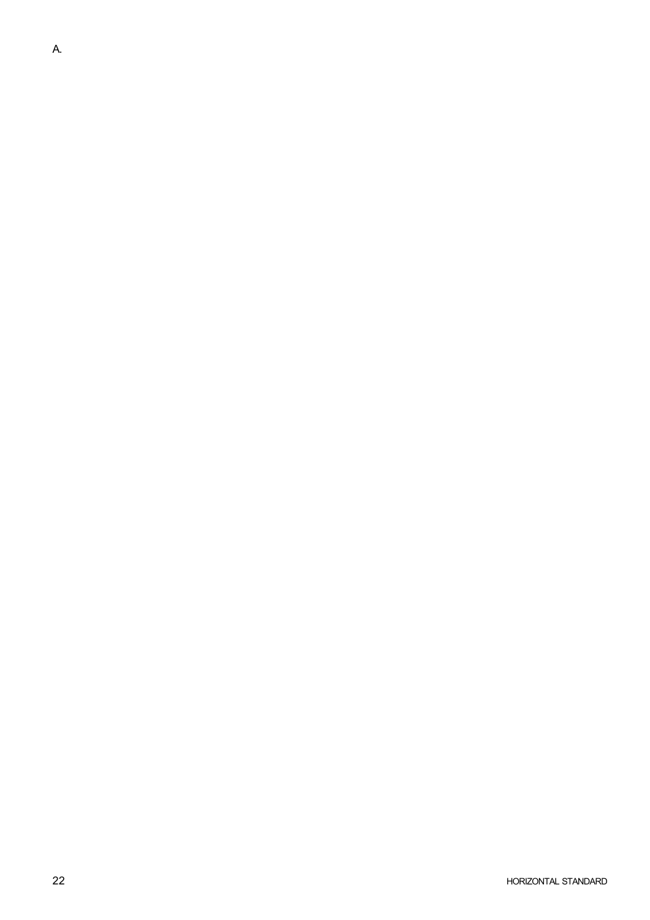A.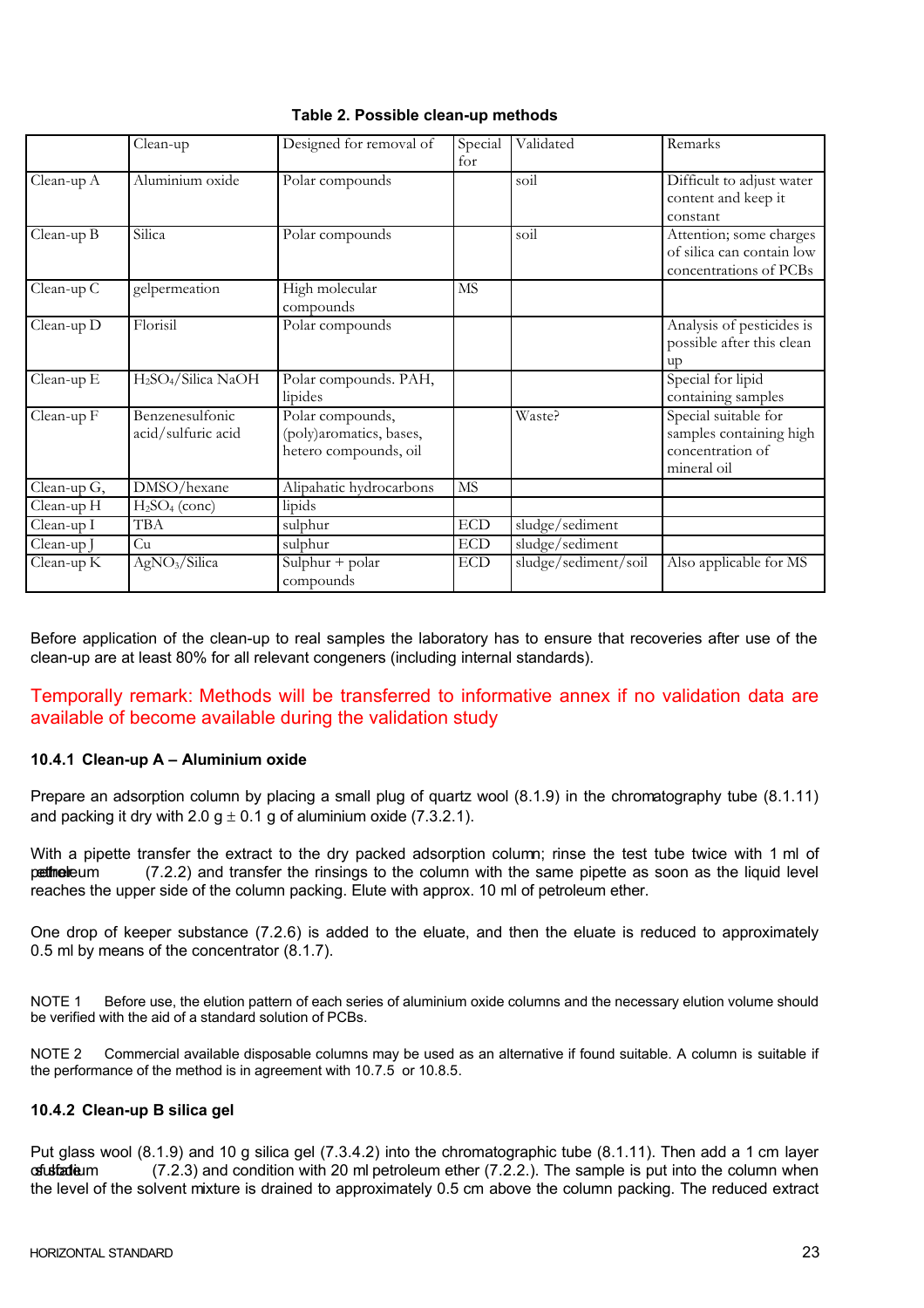**Table 2. Possible clean-up methods**

| | Clean-up | Designed for removal of | Special for | Validated | Remarks |
|---|---|---|---|---|---|
| Clean-up A | Aluminium oxide | Polar compounds | | soil | Difficult to adjust water content and keep it constant |
| Clean-up B | Silica | Polar compounds | | soil | Attention; some charges of silica can contain low concentrations of PCBs |
| Clean-up C | gelpermeation | High molecular compounds | MS | | |
| Clean-up D | Florisil | Polar compounds | | | Analysis of pesticides is possible after this clean up |
| Clean-up E | $H_2SO_4$/Silica NaOH | Polar compounds. PAH, lipides | | | Special for lipid containing samples |
| Clean-up F | Benzenesulfonic acid/sulfuric acid | Polar compounds, (poly)aromatics, bases, hetero compounds, oil | | Waste? | Special suitable for samples containing high concentration of mineral oil |
| Clean-up G, | DMSO/hexane | Alipahatic hydrocarbons | MS | | |
| Clean-up H | $H_2SO_4$ (conc) | lipids | | | |
| Clean-up I | TBA | sulphur | ECD | sludge/sediment | |
| Clean-up J | Cu | sulphur | ECD | sludge/sediment | |
| Clean-up K | $AgNO_3$/Silica | Sulphur + polar compounds | ECD | sludge/sediment/soil | Also applicable for MS |

Before application of the clean-up to real samples the laboratory has to ensure that recoveries after use of the clean-up are at least 80% for all relevant congeners (including internal standards).

Temporally remark: Methods will be transferred to informative annex if no validation data are available of become available during the validation study

#### 10.4.1 Clean-up A – Aluminium oxide

Prepare an adsorption column by placing a small plug of quartz wool (8.1.9) in the chromatography tube (8.1.11) and packing it dry with 2.0 g ± 0.1 g of aluminium oxide (7.3.2.1).

With a pipette transfer the extract to the dry packed adsorption column; rinse the test tube twice with 1 ml of petroleum ether (7.2.2) and transfer the rinsings to the column with the same pipette as soon as the liquid level reaches the upper side of the column packing. Elute with approx. 10 ml of petroleum ether.

One drop of keeper substance (7.2.6) is added to the eluate, and then the eluate is reduced to approximately 0.5 ml by means of the concentrator (8.1.7).

NOTE 1 Before use, the elution pattern of each series of aluminium oxide columns and the necessary elution volume should be verified with the aid of a standard solution of PCBs.

NOTE 2 Commercial available disposable columns may be used as an alternative if found suitable. A column is suitable if the performance of the method is in agreement with 10.7.5 or 10.8.5.

#### 10.4.2 Clean-up B silica gel

Put glass wool (8.1.9) and 10 g silica gel (7.3.4.2) into the chromatographic tube (8.1.11). Then add a 1 cm layer of sodium sulfate (7.2.3) and condition with 20 ml petroleum ether (7.2.2.). The sample is put into the column when the level of the solvent mixture is drained to approximately 0.5 cm above the column packing. The reduced extract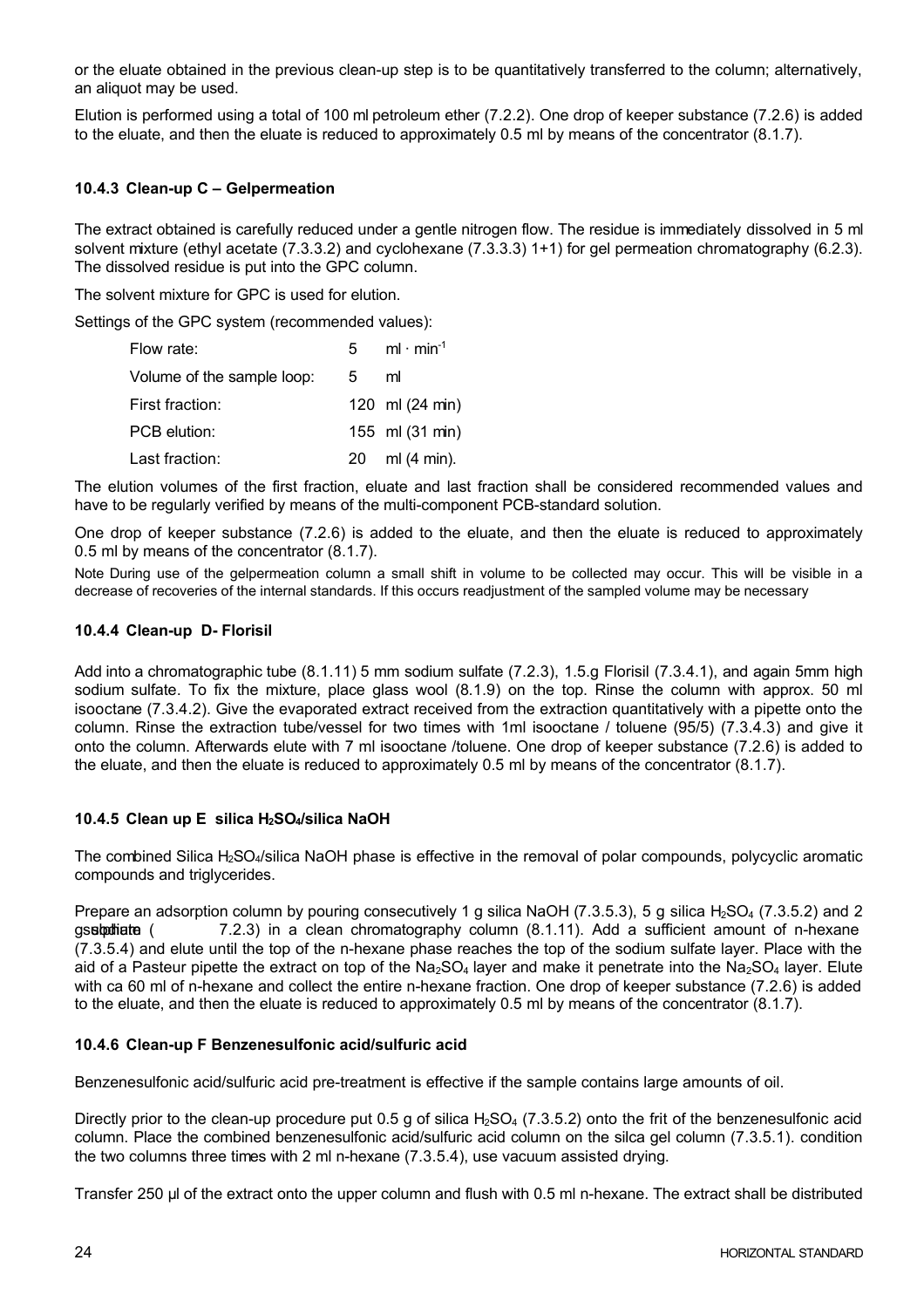or the eluate obtained in the previous clean-up step is to be quantitatively transferred to the column; alternatively, an aliquot may be used.

Elution is performed using a total of 100 ml petroleum ether (7.2.2). One drop of keeper substance (7.2.6) is added to the eluate, and then the eluate is reduced to approximately 0.5 ml by means of the concentrator (8.1.7).

### 10.4.3 Clean-up C – Gelpermeation

The extract obtained is carefully reduced under a gentle nitrogen flow. The residue is immediately dissolved in 5 ml solvent mixture (ethyl acetate (7.3.3.2) and cyclohexane (7.3.3.3) 1+1) for gel permeation chromatography (6.2.3). The dissolved residue is put into the GPC column.

The solvent mixture for GPC is used for elution.

Settings of the GPC system (recommended values):

| | |
|---|---|
| Flow rate: | 5 $ml \cdot min^{-1}$ |
| Volume of the sample loop: | 5 ml |
| First fraction: | 120 ml (24 min) |
| PCB elution: | 155 ml (31 min) |
| Last fraction: | 20 ml (4 min). |

The elution volumes of the first fraction, eluate and last fraction shall be considered recommended values and have to be regularly verified by means of the multi-component PCB-standard solution.

One drop of keeper substance (7.2.6) is added to the eluate, and then the eluate is reduced to approximately 0.5 ml by means of the concentrator (8.1.7).

Note During use of the gelpermeation column a small shift in volume to be collected may occur. This will be visible in a decrease of recoveries of the internal standards. If this occurs readjustment of the sampled volume may be necessary

### 10.4.4 Clean-up D- Florisil

Add into a chromatographic tube (8.1.11) 5 mm sodium sulfate (7.2.3), 1.5.g Florisil (7.3.4.1), and again 5mm high sodium sulfate. To fix the mixture, place glass wool (8.1.9) on the top. Rinse the column with approx. 50 ml isooctane (7.3.4.2). Give the evaporated extract received from the extraction quantitatively with a pipette onto the column. Rinse the extraction tube/vessel for two times with 1ml isooctane / toluene (95/5) (7.3.4.3) and give it onto the column. Afterwards elute with 7 ml isooctane /toluene. One drop of keeper substance (7.2.6) is added to the eluate, and then the eluate is reduced to approximately 0.5 ml by means of the concentrator (8.1.7).

### 10.4.5 Clean up E silica $H_2SO_4$/silica NaOH

The combined Silica $H_2SO_4$/silica NaOH phase is effective in the removal of polar compounds, polycyclic aromatic compounds and triglycerides.

Prepare an adsorption column by pouring consecutively 1 g silica NaOH (7.3.5.3), 5 g silica $H_2SO_4$ (7.3.5.2) and 2 g sodium sulphate (7.2.3) in a clean chromatography column (8.1.11). Add a sufficient amount of n-hexane (7.3.5.4) and elute until the top of the n-hexane phase reaches the top of the sodium sulfate layer. Place with the aid of a Pasteur pipette the extract on top of the $Na_2SO_4$ layer and make it penetrate into the $Na_2SO_4$ layer. Elute with ca 60 ml of n-hexane and collect the entire n-hexane fraction. One drop of keeper substance (7.2.6) is added to the eluate, and then the eluate is reduced to approximately 0.5 ml by means of the concentrator (8.1.7).

### 10.4.6 Clean-up F Benzenesulfonic acid/sulfuric acid

Benzenesulfonic acid/sulfuric acid pre-treatment is effective if the sample contains large amounts of oil.

Directly prior to the clean-up procedure put 0.5 g of silica $H_2SO_4$ (7.3.5.2) onto the frit of the benzenesulfonic acid column. Place the combined benzenesulfonic acid/sulfuric acid column on the silca gel column (7.3.5.1). condition the two columns three times with 2 ml n-hexane (7.3.5.4), use vacuum assisted drying.

Transfer 250 µl of the extract onto the upper column and flush with 0.5 ml n-hexane. The extract shall be distributed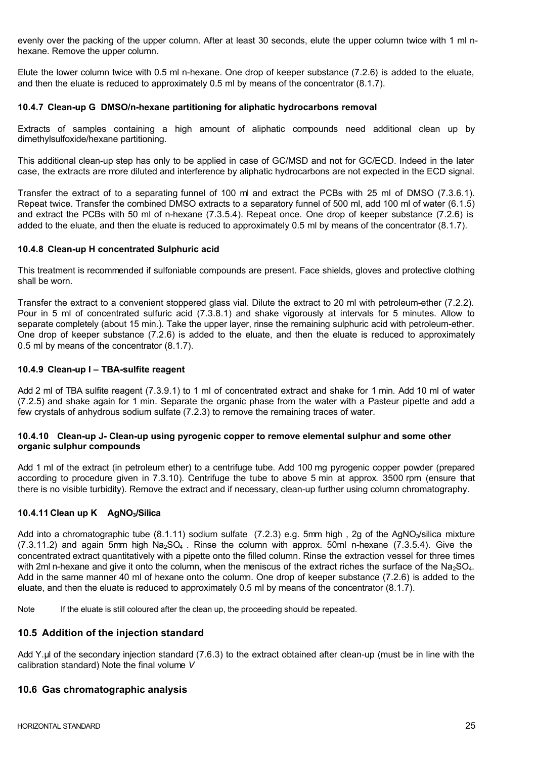evenly over the packing of the upper column. After at least 30 seconds, elute the upper column twice with 1 ml n-hexane. Remove the upper column.

Elute the lower column twice with 0.5 ml n-hexane. One drop of keeper substance (7.2.6) is added to the eluate, and then the eluate is reduced to approximately 0.5 ml by means of the concentrator (8.1.7).

#### 10.4.7 Clean-up G DMSO/n-hexane partitioning for aliphatic hydrocarbons removal

Extracts of samples containing a high amount of aliphatic compounds need additional clean up by dimethylsulfoxide/hexane partitioning.

This additional clean-up step has only to be applied in case of GC/MSD and not for GC/ECD. Indeed in the later case, the extracts are more diluted and interference by aliphatic hydrocarbons are not expected in the ECD signal.

Transfer the extract of to a separating funnel of 100 ml and extract the PCBs with 25 ml of DMSO (7.3.6.1). Repeat twice. Transfer the combined DMSO extracts to a separatory funnel of 500 ml, add 100 ml of water (6.1.5) and extract the PCBs with 50 ml of n-hexane (7.3.5.4). Repeat once. One drop of keeper substance (7.2.6) is added to the eluate, and then the eluate is reduced to approximately 0.5 ml by means of the concentrator (8.1.7).

#### 10.4.8 Clean-up H concentrated Sulphuric acid

This treatment is recommended if sulfoniable compounds are present. Face shields, gloves and protective clothing shall be worn.

Transfer the extract to a convenient stoppered glass vial. Dilute the extract to 20 ml with petroleum-ether (7.2.2). Pour in 5 ml of concentrated sulfuric acid (7.3.8.1) and shake vigorously at intervals for 5 minutes. Allow to separate completely (about 15 min.). Take the upper layer, rinse the remaining sulphuric acid with petroleum-ether. One drop of keeper substance (7.2.6) is added to the eluate, and then the eluate is reduced to approximately 0.5 ml by means of the concentrator (8.1.7).

#### 10.4.9 Clean-up I – TBA-sulfite reagent

Add 2 ml of TBA sulfite reagent (7.3.9.1) to 1 ml of concentrated extract and shake for 1 min. Add 10 ml of water (7.2.5) and shake again for 1 min. Separate the organic phase from the water with a Pasteur pipette and add a few crystals of anhydrous sodium sulfate (7.2.3) to remove the remaining traces of water.

#### 10.4.10 Clean-up J- Clean-up using pyrogenic copper to remove elemental sulphur and some other organic sulphur compounds

Add 1 ml of the extract (in petroleum ether) to a centrifuge tube. Add 100 mg pyrogenic copper powder (prepared according to procedure given in 7.3.10). Centrifuge the tube to above 5 min at approx. 3500 rpm (ensure that there is no visible turbidity). Remove the extract and if necessary, clean-up further using column chromatography.

#### 10.4.11 Clean up K $AgNO_3$/Silica

Add into a chromatographic tube (8.1.11) sodium sulfate (7.2.3) e.g. 5mm high , 2g of the $AgNO_3$/silica mixture (7.3.11.2) and again 5mm high $Na_2SO_4$ . Rinse the column with approx. 50ml n-hexane (7.3.5.4). Give the concentrated extract quantitatively with a pipette onto the filled column. Rinse the extraction vessel for three times with 2ml n-hexane and give it onto the column, when the meniscus of the extract riches the surface of the $Na_2SO_4$. Add in the same manner 40 ml of hexane onto the column. One drop of keeper substance (7.2.6) is added to the eluate, and then the eluate is reduced to approximately 0.5 ml by means of the concentrator (8.1.7).

Note If the eluate is still coloured after the clean up, the proceeding should be repeated.

### 10.5 Addition of the injection standard

Add Y.µl of the secondary injection standard (7.6.3) to the extract obtained after clean-up (must be in line with the calibration standard) Note the final volume *V*

### 10.6 Gas chromatographic analysis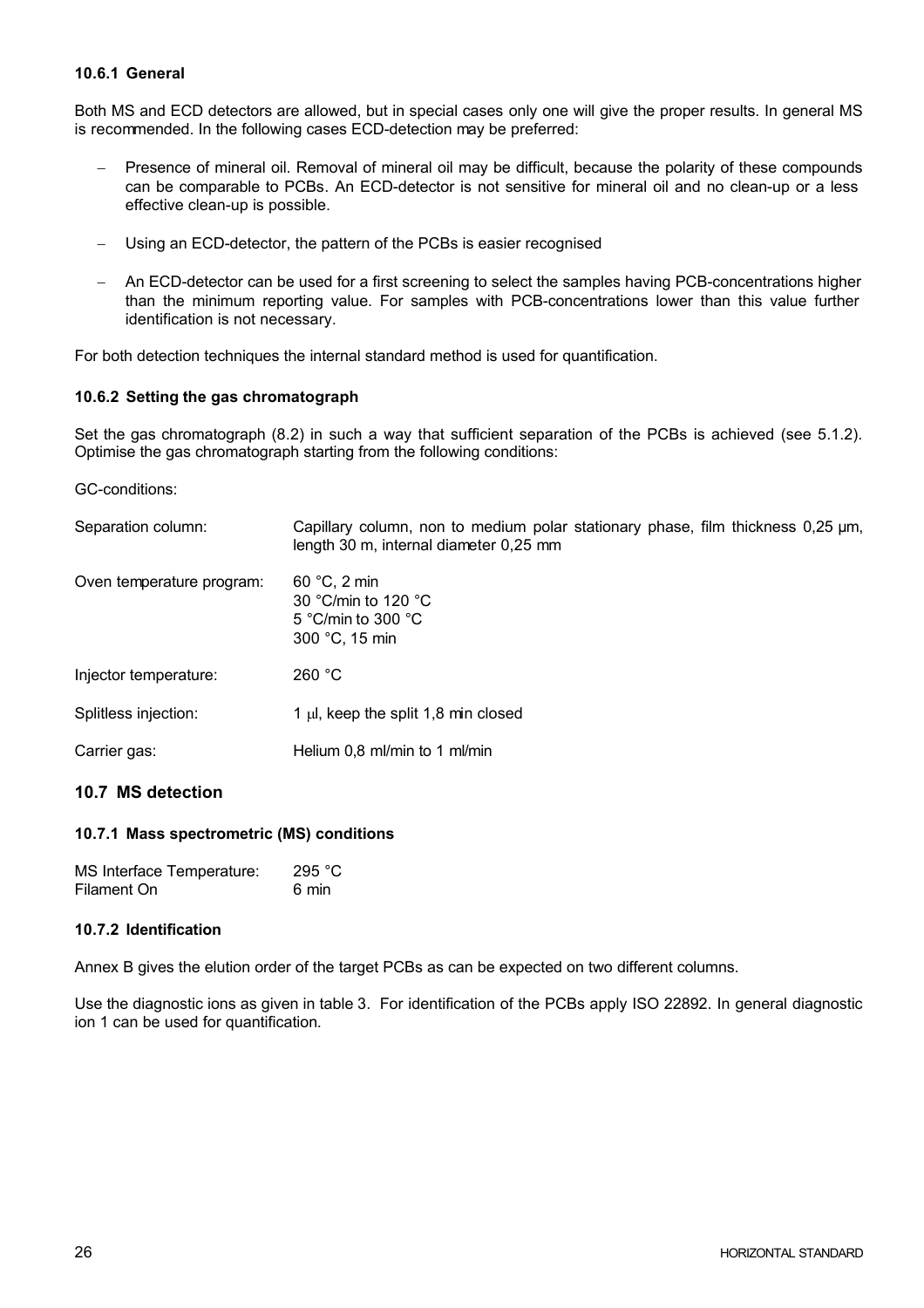#### 10.6.1 General

Both MS and ECD detectors are allowed, but in special cases only one will give the proper results. In general MS is recommended. In the following cases ECD-detection may be preferred:

- Presence of mineral oil. Removal of mineral oil may be difficult, because the polarity of these compounds can be comparable to PCBs. An ECD-detector is not sensitive for mineral oil and no clean-up or a less effective clean-up is possible.
- Using an ECD-detector, the pattern of the PCBs is easier recognised
- An ECD-detector can be used for a first screening to select the samples having PCB-concentrations higher than the minimum reporting value. For samples with PCB-concentrations lower than this value further identification is not necessary.

For both detection techniques the internal standard method is used for quantification.

#### 10.6.2 Setting the gas chromatograph

Set the gas chromatograph (8.2) in such a way that sufficient separation of the PCBs is achieved (see 5.1.2). Optimise the gas chromatograph starting from the following conditions:

GC-conditions:

| | |
|---|---|
| Separation column: | Capillary column, non to medium polar stationary phase, film thickness 0,25 µm, length 30 m, internal diameter 0,25 mm |
| Oven temperature program: | 60 °C, 2 min<br>30 °C/min to 120 °C<br>5 °C/min to 300 °C<br>300 °C, 15 min |
| Injector temperature: | 260 °C |
| Splitless injection: | 1 µl, keep the split 1,8 min closed |
| Carrier gas: | Helium 0,8 ml/min to 1 ml/min |

### 10.7 MS detection

#### 10.7.1 Mass spectrometric (MS) conditions

| | |
|---|---|
| MS Interface Temperature: | 295 °C |
| Filament On | 6 min |

#### 10.7.2 Identification

Annex B gives the elution order of the target PCBs as can be expected on two different columns.

Use the diagnostic ions as given in table 3. For identification of the PCBs apply ISO 22892. In general diagnostic ion 1 can be used for quantification.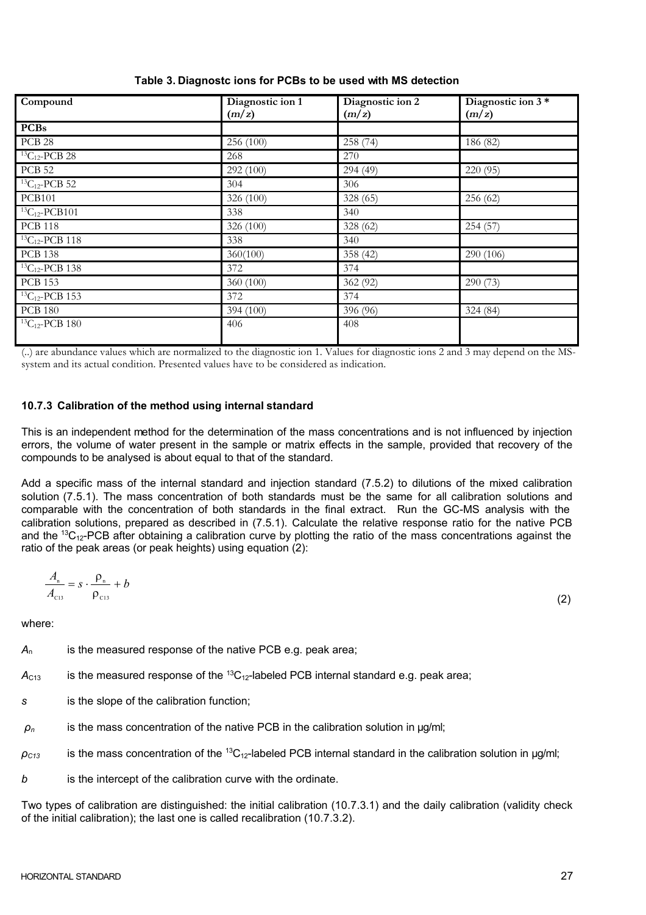**Table 3. Diagnostc ions for PCBs to be used with MS detection**

| Compound | Diagnostic ion 1 ($m/z$) | Diagnostic ion 2 ($m/z$) | Diagnostic ion 3 * ($m/z$) |
|---|---|---|---|
| **PCBs** | | | |
| PCB 28 | 256 (100) | 258 (74) | 186 (82) |
| $^{13}C_{12}$-PCB 28 | 268 | 270 | |
| PCB 52 | 292 (100) | 294 (49) | 220 (95) |
| $^{13}C_{12}$-PCB 52 | 304 | 306 | |
| PCB101 | 326 (100) | 328 (65) | 256 (62) |
| $^{13}C_{12}$-PCB101 | 338 | 340 | |
| PCB 118 | 326 (100) | 328 (62) | 254 (57) |
| $^{13}C_{12}$-PCB 118 | 338 | 340 | |
| PCB 138 | 360(100) | 358 (42) | 290 (106) |
| $^{13}C_{12}$-PCB 138 | 372 | 374 | |
| PCB 153 | 360 (100) | 362 (92) | 290 (73) |
| $^{13}C_{12}$-PCB 153 | 372 | 374 | |
| PCB 180 | 394 (100) | 396 (96) | 324 (84) |
| $^{13}C_{12}$-PCB 180 | 406 | 408 | |

(..) are abundance values which are normalized to the diagnostic ion 1. Values for diagnostic ions 2 and 3 may depend on the MS-system and its actual condition. Presented values have to be considered as indication.

### 10.7.3 Calibration of the method using internal standard

This is an independent method for the determination of the mass concentrations and is not influenced by injection errors, the volume of water present in the sample or matrix effects in the sample, provided that recovery of the compounds to be analysed is about equal to that of the standard.

Add a specific mass of the internal standard and injection standard (7.5.2) to dilutions of the mixed calibration solution (7.5.1). The mass concentration of both standards must be the same for all calibration solutions and comparable with the concentration of both standards in the final extract. Run the GC-MS analysis with the calibration solutions, prepared as described in (7.5.1). Calculate the relative response ratio for the native PCB and the $^{13}C_{12}$-PCB after obtaining a calibration curve by plotting the ratio of the mass concentrations against the ratio of the peak areas (or peak heights) using equation (2):

$$\frac{A_n}{A_{C13}} = s \cdot \frac{\rho_n}{\rho_{C13}} + b \tag{2}$$

where:

$A_n$ is the measured response of the native PCB e.g. peak area;

$A_{C13}$ is the measured response of the $^{13}C_{12}$-labeled PCB internal standard e.g. peak area;

$s$ is the slope of the calibration function;

$\rho_n$ is the mass concentration of the native PCB in the calibration solution in µg/ml;

$\rho_{C13}$ is the mass concentration of the $^{13}C_{12}$-labeled PCB internal standard in the calibration solution in µg/ml;

$b$ is the intercept of the calibration curve with the ordinate.

Two types of calibration are distinguished: the initial calibration (10.7.3.1) and the daily calibration (validity check of the initial calibration); the last one is called recalibration (10.7.3.2).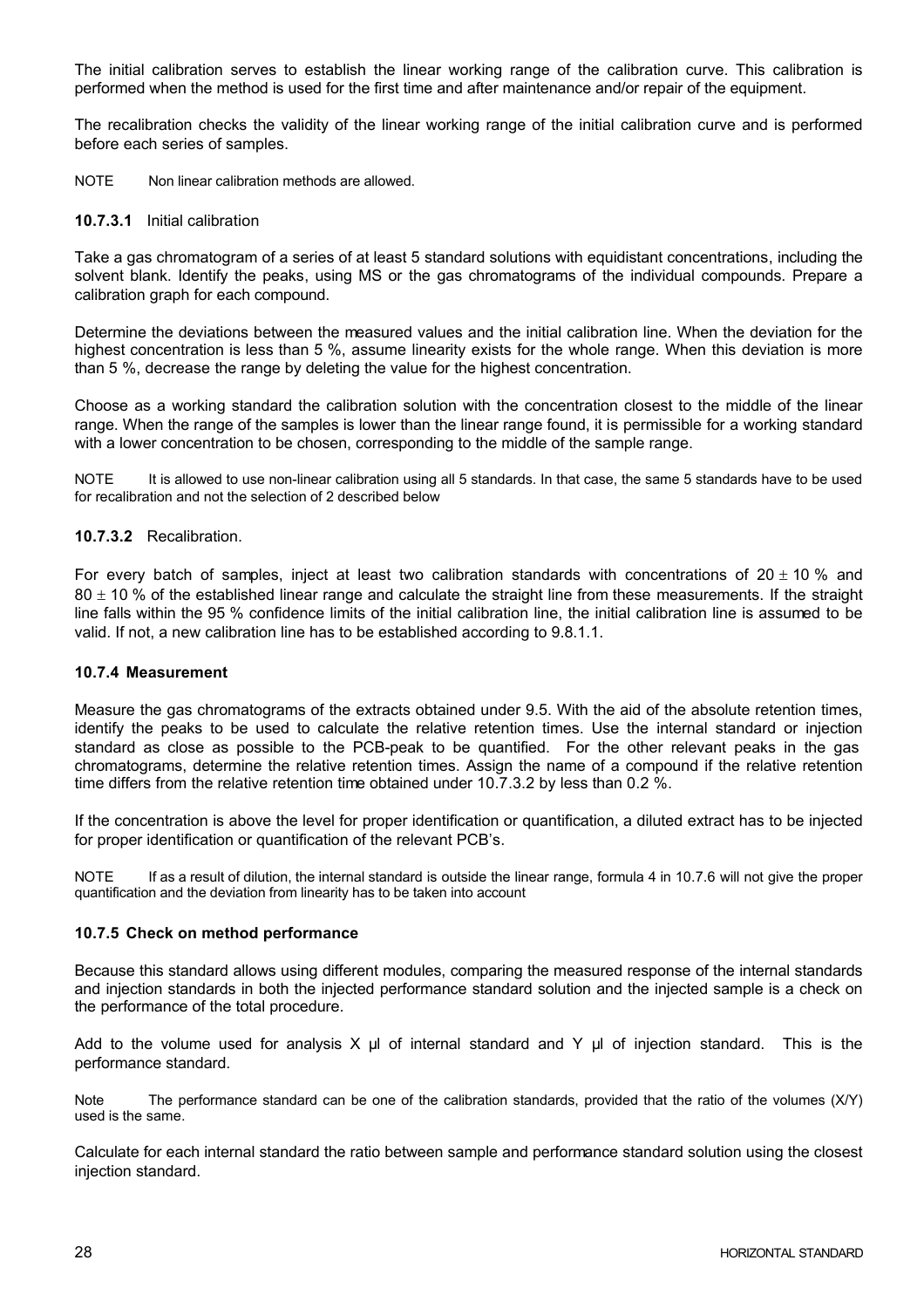The initial calibration serves to establish the linear working range of the calibration curve. This calibration is performed when the method is used for the first time and after maintenance and/or repair of the equipment.

The recalibration checks the validity of the linear working range of the initial calibration curve and is performed before each series of samples.

NOTE Non linear calibration methods are allowed.

#### 10.7.3.1 Initial calibration

Take a gas chromatogram of a series of at least 5 standard solutions with equidistant concentrations, including the solvent blank. Identify the peaks, using MS or the gas chromatograms of the individual compounds. Prepare a calibration graph for each compound.

Determine the deviations between the measured values and the initial calibration line. When the deviation for the highest concentration is less than 5 %, assume linearity exists for the whole range. When this deviation is more than 5 %, decrease the range by deleting the value for the highest concentration.

Choose as a working standard the calibration solution with the concentration closest to the middle of the linear range. When the range of the samples is lower than the linear range found, it is permissible for a working standard with a lower concentration to be chosen, corresponding to the middle of the sample range.

NOTE It is allowed to use non-linear calibration using all 5 standards. In that case, the same 5 standards have to be used for recalibration and not the selection of 2 described below

#### 10.7.3.2 Recalibration.

For every batch of samples, inject at least two calibration standards with concentrations of $20 \pm 10$ % and $80 \pm 10$ % of the established linear range and calculate the straight line from these measurements. If the straight line falls within the 95 % confidence limits of the initial calibration line, the initial calibration line is assumed to be valid. If not, a new calibration line has to be established according to 9.8.1.1.

### 10.7.4 Measurement

Measure the gas chromatograms of the extracts obtained under 9.5. With the aid of the absolute retention times, identify the peaks to be used to calculate the relative retention times. Use the internal standard or injection standard as close as possible to the PCB-peak to be quantified. For the other relevant peaks in the gas chromatograms, determine the relative retention times. Assign the name of a compound if the relative retention time differs from the relative retention time obtained under 10.7.3.2 by less than 0.2 %.

If the concentration is above the level for proper identification or quantification, a diluted extract has to be injected for proper identification or quantification of the relevant PCB's.

NOTE If as a result of dilution, the internal standard is outside the linear range, formula 4 in 10.7.6 will not give the proper quantification and the deviation from linearity has to be taken into account

### 10.7.5 Check on method performance

Because this standard allows using different modules, comparing the measured response of the internal standards and injection standards in both the injected performance standard solution and the injected sample is a check on the performance of the total procedure.

Add to the volume used for analysis X µl of internal standard and Y µl of injection standard. This is the performance standard.

Note The performance standard can be one of the calibration standards, provided that the ratio of the volumes (X/Y) used is the same.

Calculate for each internal standard the ratio between sample and performance standard solution using the closest injection standard.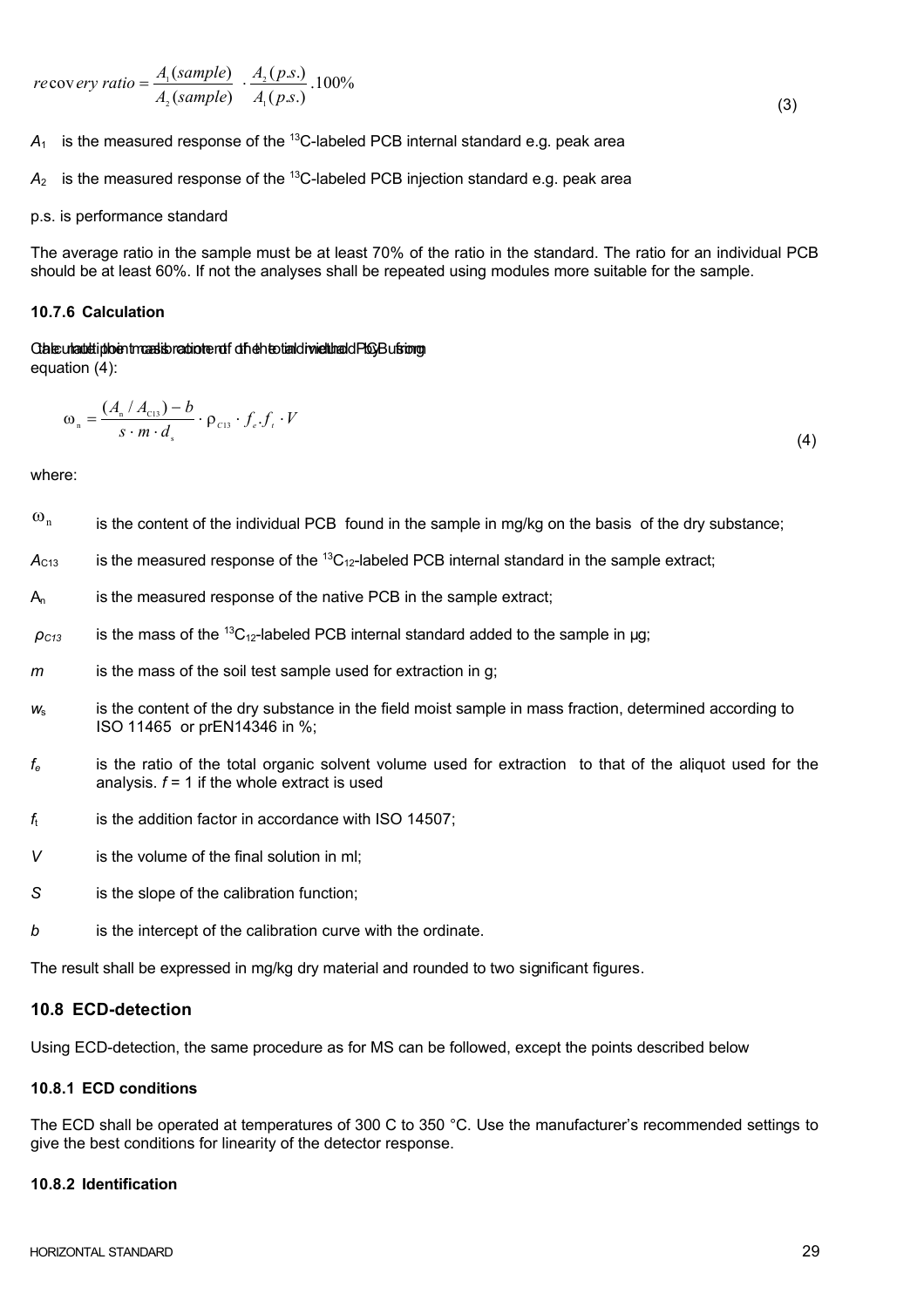$$recovery\ ratio = \frac{A_1(sample)}{A_2(sample)} \cdot \frac{A_2(p.s.)}{A_1(p.s.)} .100\% \tag{3}$$

$A_1$ is the measured response of the $^{13}C$-labeled PCB internal standard e.g. peak area

$A_2$ is the measured response of the $^{13}C$-labeled PCB injection standard e.g. peak area

p.s. is performance standard

The average ratio in the sample must be at least 70% of the ratio in the standard. The ratio for an individual PCB should be at least 60%. If not the analyses shall be repeated using modules more suitable for the sample.

#### 10.7.6 Calculation

Calculate the mass content of the individual PCB using equation (4):

$$\omega_n = \frac{(A_n / A_{C13}) - b}{s \cdot m \cdot d_s} \cdot \rho_{C13} \cdot f_e . f_t \cdot V \tag{4}$$

where:

- $\omega_n$ is the content of the individual PCB found in the sample in mg/kg on the basis of the dry substance;
- $A_{C13}$ is the measured response of the $^{13}C_{12}$-labeled PCB internal standard in the sample extract;
- $A_n$ is the measured response of the native PCB in the sample extract;
- $\rho_{C13}$ is the mass of the $^{13}C_{12}$-labeled PCB internal standard added to the sample in µg;
- $m$ is the mass of the soil test sample used for extraction in g;
- $w_s$ is the content of the dry substance in the field moist sample in mass fraction, determined according to ISO 11465 or prEN14346 in %;
- $f_e$ is the ratio of the total organic solvent volume used for extraction to that of the aliquot used for the analysis. $f$ = 1 if the whole extract is used
- $f_t$ is the addition factor in accordance with ISO 14507;
- $V$ is the volume of the final solution in ml;
- $S$ is the slope of the calibration function;
- $b$ is the intercept of the calibration curve with the ordinate.

The result shall be expressed in mg/kg dry material and rounded to two significant figures.

### 10.8 ECD-detection

Using ECD-detection, the same procedure as for MS can be followed, except the points described below

#### 10.8.1 ECD conditions

The ECD shall be operated at temperatures of 300 C to 350 °C. Use the manufacturer's recommended settings to give the best conditions for linearity of the detector response.

#### 10.8.2 Identification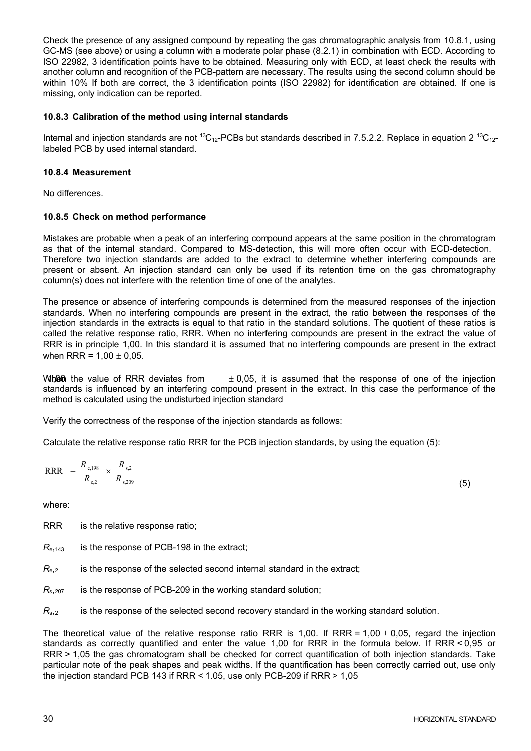Check the presence of any assigned compound by repeating the gas chromatographic analysis from 10.8.1, using GC-MS (see above) or using a column with a moderate polar phase (8.2.1) in combination with ECD. According to ISO 22982, 3 identification points have to be obtained. Measuring only with ECD, at least check the results with another column and recognition of the PCB-pattern are necessary. The results using the second column should be within 10% If both are correct, the 3 identification points (ISO 22982) for identification are obtained. If one is missing, only indication can be reported.

### 10.8.3 Calibration of the method using internal standards

Internal and injection standards are not $^{13}C_{12}$-PCBs but standards described in 7.5.2.2. Replace in equation 2 $^{13}C_{12}$-labeled PCB by used internal standard.

### 10.8.4 Measurement

No differences.

### 10.8.5 Check on method performance

Mistakes are probable when a peak of an interfering compound appears at the same position in the chromatogram as that of the internal standard. Compared to MS-detection, this will more often occur with ECD-detection. Therefore two injection standards are added to the extract to determine whether interfering compounds are present or absent. An injection standard can only be used if its retention time on the gas chromatography column(s) does not interfere with the retention time of one of the analytes.

The presence or absence of interfering compounds is determined from the measured responses of the injection standards. When no interfering compounds are present in the extract, the ratio between the responses of the injection standards in the extracts is equal to that ratio in the standard solutions. The quotient of these ratios is called the relative response ratio, RRR. When no interfering compounds are present in the extract the value of RRR is in principle 1,00. In this standard it is assumed that no interfering compounds are present in the extract when RRR = 1,00 ± 0,05.

When the value of RRR deviates from 1,00 ± 0,05, it is assumed that the response of one of the injection standards is influenced by an interfering compound present in the extract. In this case the performance of the method is calculated using the undisturbed injection standard

Verify the correctness of the response of the injection standards as follows:

Calculate the relative response ratio RRR for the PCB injection standards, by using the equation (5):

$$\mathrm{RRR} = \frac{R_{e,198}}{R_{e,2}} \times \frac{R_{s,2}}{R_{s,209}} \tag{5}$$

where:

RRR is the relative response ratio;

$R_{e,143}$ is the response of PCB-198 in the extract;

$R_{e,2}$ is the response of the selected second internal standard in the extract;

$R_{s,207}$ is the response of PCB-209 in the working standard solution;

$R_{s,2}$ is the response of the selected second recovery standard in the working standard solution.

The theoretical value of the relative response ratio RRR is 1,00. If RRR = 1,00 ± 0,05, regard the injection standards as correctly quantified and enter the value 1,00 for RRR in the formula below. If RRR < 0,95 or RRR > 1,05 the gas chromatogram shall be checked for correct quantification of both injection standards. Take particular note of the peak shapes and peak widths. If the quantification has been correctly carried out, use only the injection standard PCB 143 if RRR < 1.05, use only PCB-209 if RRR > 1,05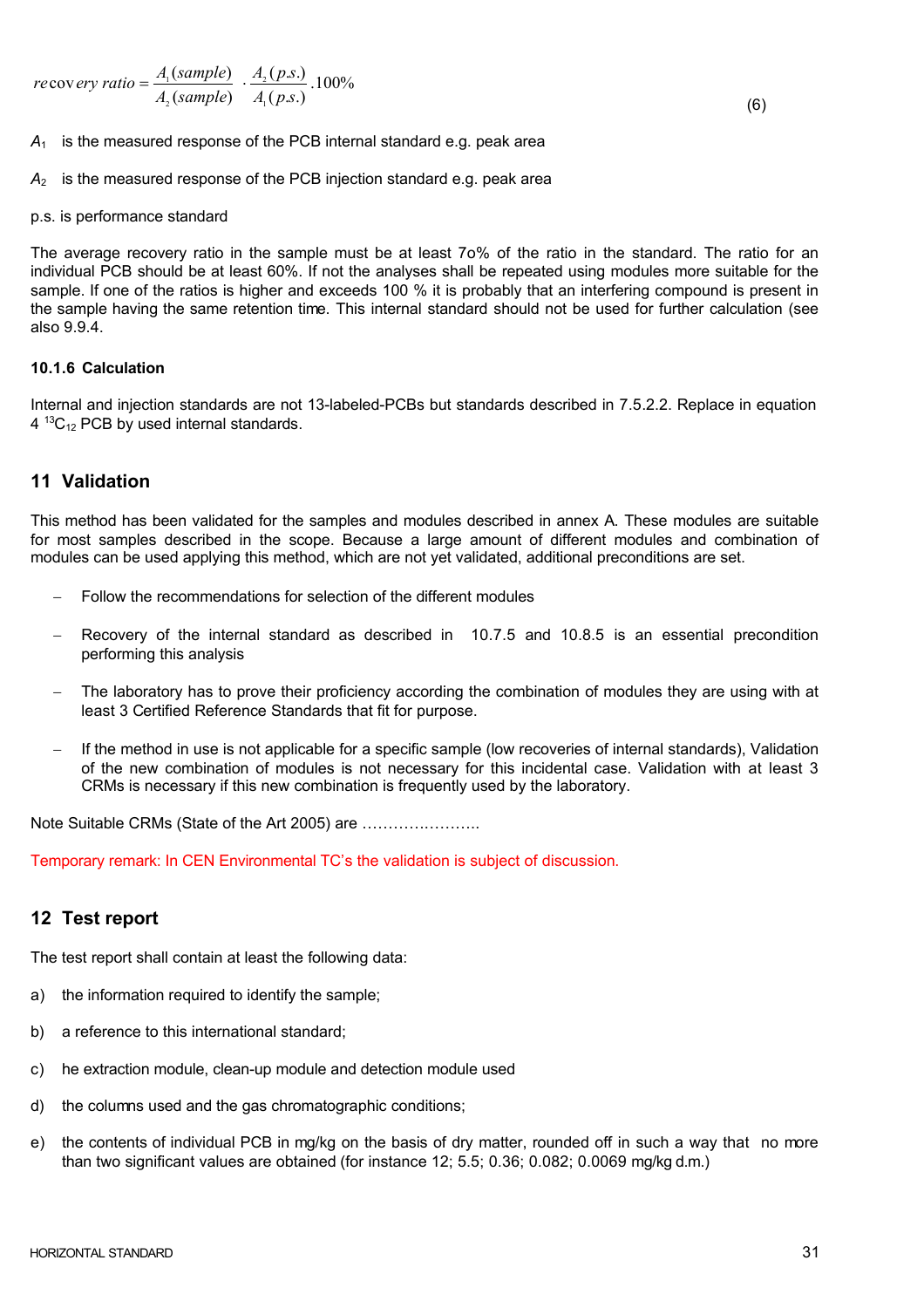$$recovery\ ratio = \frac{A_1(sample)}{A_2(sample)} \cdot \frac{A_2(p.s.)}{A_1(p.s.)} . 100\% \qquad (6)$$

$A_1$ is the measured response of the PCB internal standard e.g. peak area

$A_2$ is the measured response of the PCB injection standard e.g. peak area

p.s. is performance standard

The average recovery ratio in the sample must be at least 7o% of the ratio in the standard. The ratio for an individual PCB should be at least 60%. If not the analyses shall be repeated using modules more suitable for the sample. If one of the ratios is higher and exceeds 100 % it is probably that an interfering compound is present in the sample having the same retention time. This internal standard should not be used for further calculation (see also 9.9.4.

### 10.1.6 Calculation

Internal and injection standards are not 13-labeled-PCBs but standards described in 7.5.2.2. Replace in equation 4 $^{13}C_{12}$ PCB by used internal standards.

## 11 Validation

This method has been validated for the samples and modules described in annex A. These modules are suitable for most samples described in the scope. Because a large amount of different modules and combination of modules can be used applying this method, which are not yet validated, additional preconditions are set.

- Follow the recommendations for selection of the different modules
- Recovery of the internal standard as described in 10.7.5 and 10.8.5 is an essential precondition performing this analysis
- The laboratory has to prove their proficiency according the combination of modules they are using with at least 3 Certified Reference Standards that fit for purpose.
- If the method in use is not applicable for a specific sample (low recoveries of internal standards), Validation of the new combination of modules is not necessary for this incidental case. Validation with at least 3 CRMs is necessary if this new combination is frequently used by the laboratory.

Note Suitable CRMs (State of the Art 2005) are …………………..

Temporary remark: In CEN Environmental TC's the validation is subject of discussion.

## 12 Test report

The test report shall contain at least the following data:

a) the information required to identify the sample;

b) a reference to this international standard;

c) he extraction module, clean-up module and detection module used

d) the columns used and the gas chromatographic conditions;

e) the contents of individual PCB in mg/kg on the basis of dry matter, rounded off in such a way that no more than two significant values are obtained (for instance 12; 5.5; 0.36; 0.082; 0.0069 mg/kg d.m.)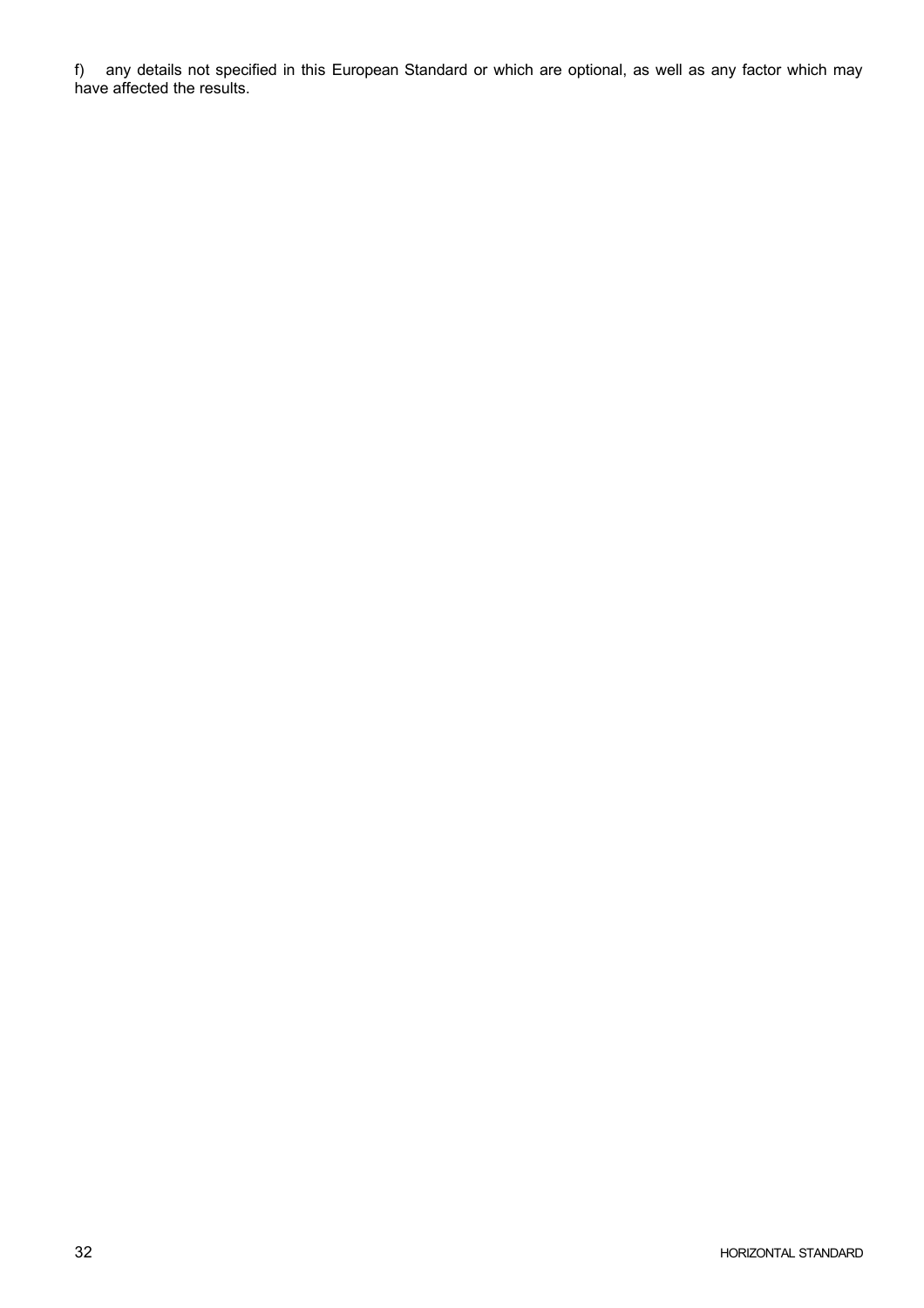f) any details not specified in this European Standard or which are optional, as well as any factor which may have affected the results.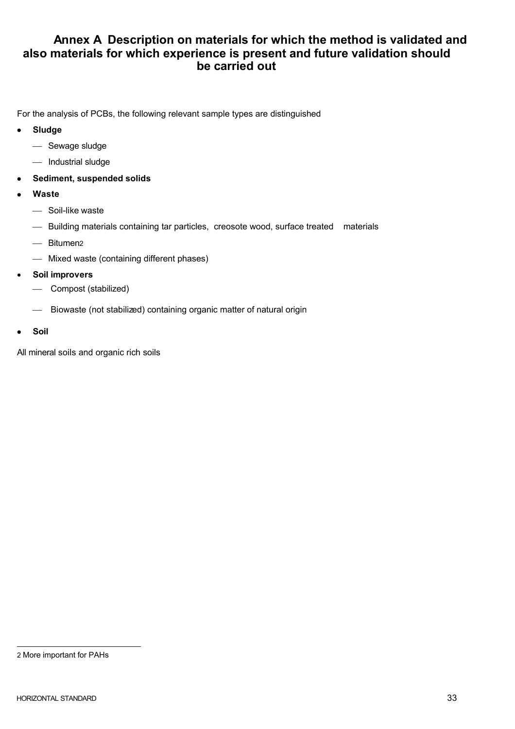# Annex A Description on materials for which the method is validated and also materials for which experience is present and future validation should be carried out

For the analysis of PCBs, the following relevant sample types are distinguished

- **Sludge**
  - Sewage sludge
  - Industrial sludge
- **Sediment, suspended solids**
- **Waste**
  - Soil-like waste
  - Building materials containing tar particles, creosote wood, surface treated materials
  - Bitumen[2]
  - Mixed waste (containing different phases)
- **Soil improvers**
  - Compost (stabilized)
  - Biowaste (not stabilized) containing organic matter of natural origin
- **Soil**

All mineral soils and organic rich soils

[2] More important for PAHs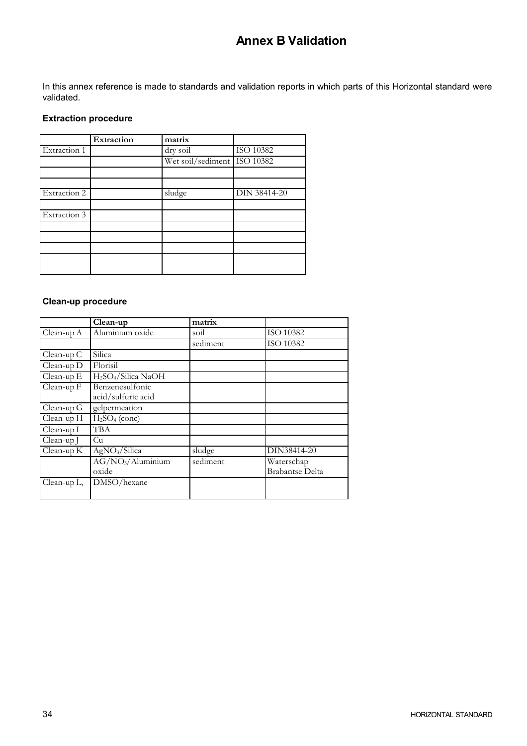# Annex B Validation

In this annex reference is made to standards and validation reports in which parts of this Horizontal standard were validated.

### Extraction procedure

| | Extraction | matrix | |
|---|---|---|---|
| Extraction 1 | | dry soil | ISO 10382 |
| | | Wet soil/sediment | ISO 10382 |
| | | | |
| | | | |
| Extraction 2 | | sludge | DIN 38414-20 |
| | | | |
| Extraction 3 | | | |
| | | | |
| | | | |
| | | | |
| | | | |

### Clean-up procedure

| | Clean-up | matrix | |
|---|---|---|---|
| Clean-up A | Aluminium oxide | soil | ISO 10382 |
| | | sediment | ISO 10382 |
| Clean-up C | Silica | | |
| Clean-up D | Florisil | | |
| Clean-up E | $H_2SO_4$/Silica NaOH | | |
| Clean-up F | Benzenesulfonic acid/sulfuric acid | | |
| Clean-up G | gelpermeation | | |
| Clean-up H | $H_2SO_4$ (conc) | | |
| Clean-up I | TBA | | |
| Clean-up J | Cu | | |
| Clean-up K | $AgNO_3$/Silica | sludge | DIN38414-20 |
| | AG/$NO_3$/Aluminium oxide | sediment | Waterschap Brabantse Delta |
| Clean-up L, | DMSO/hexane | | |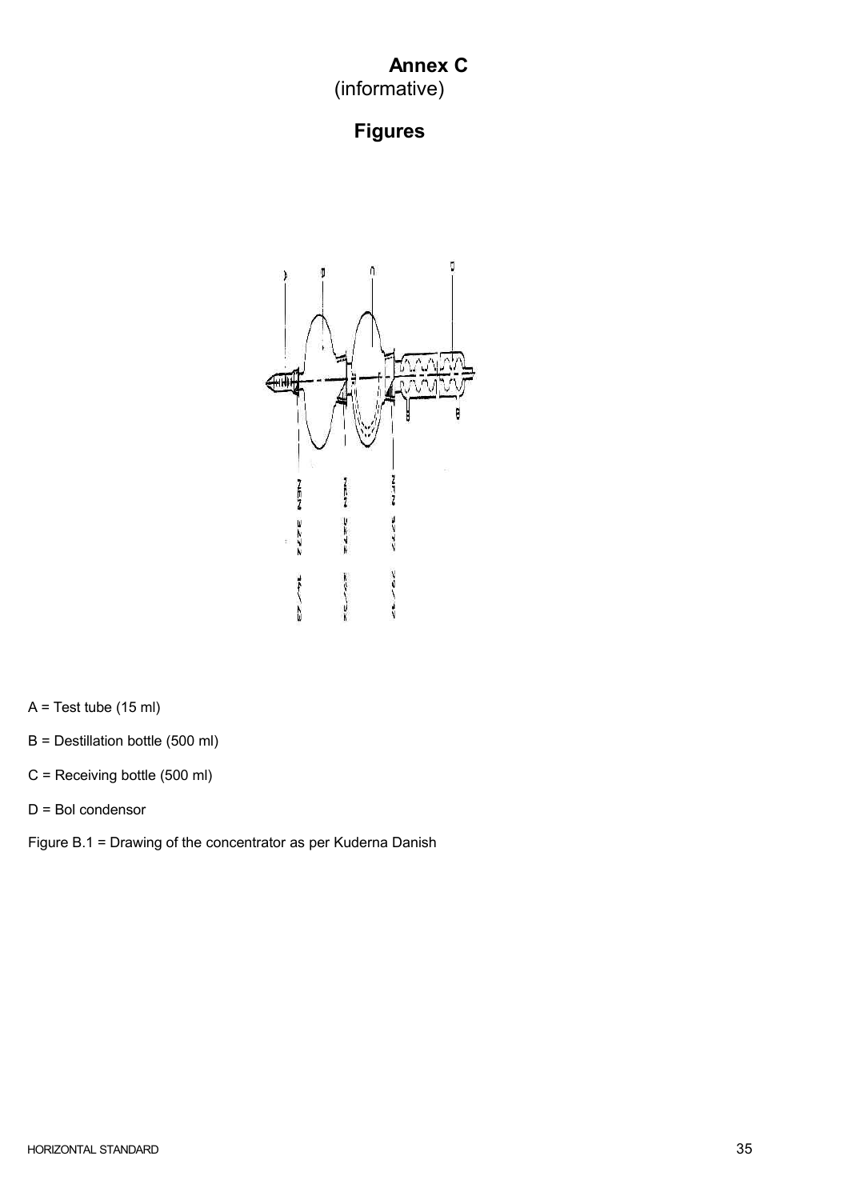# Annex C
(informative)

## Figures

A = Test tube (15 ml)

B = Destillation bottle (500 ml)

C = Receiving bottle (500 ml)

D = Bol condensor

Figure B.1 = Drawing of the concentrator as per Kuderna Danish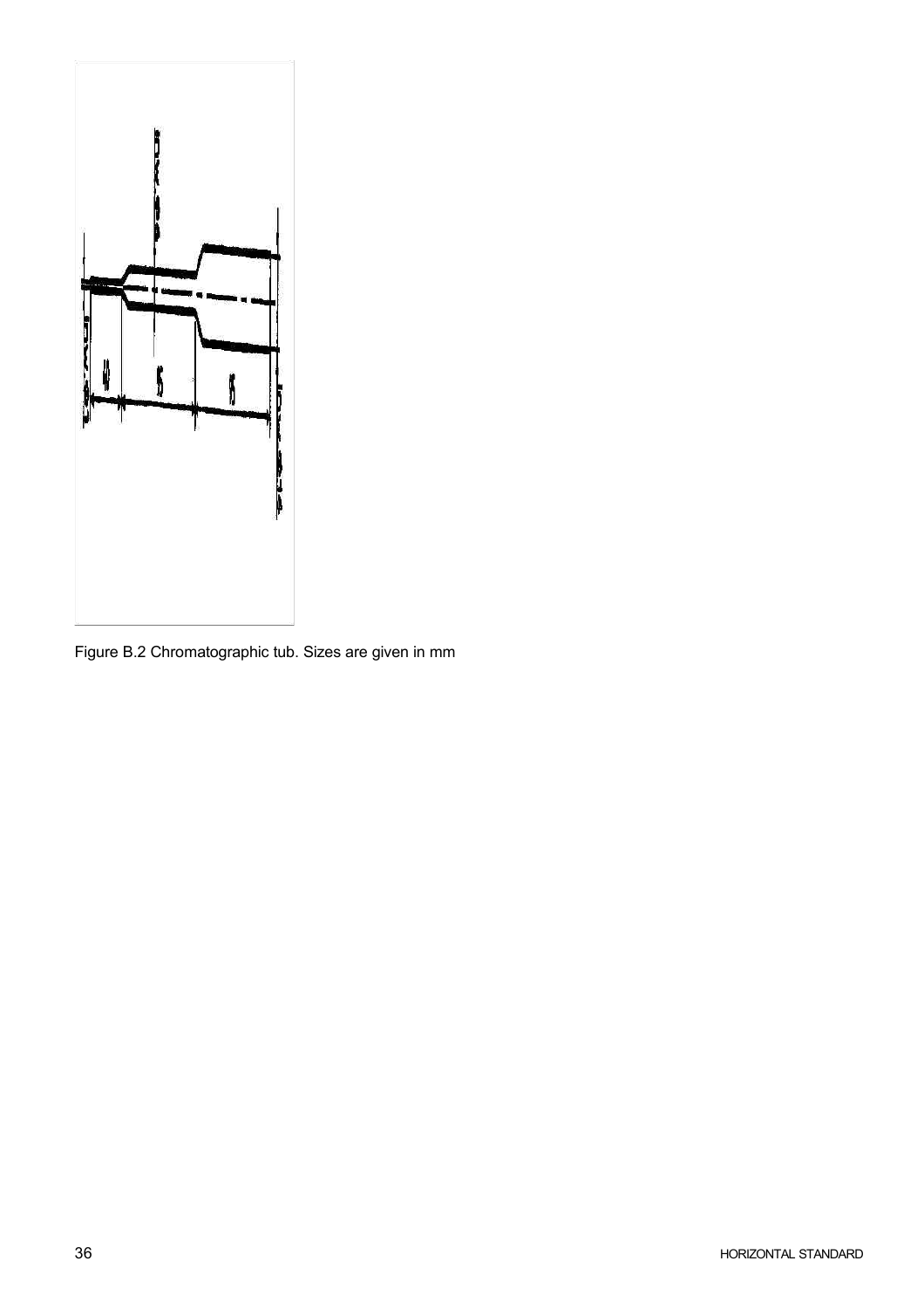Figure B.2 Chromatographic tub. Sizes are given in mm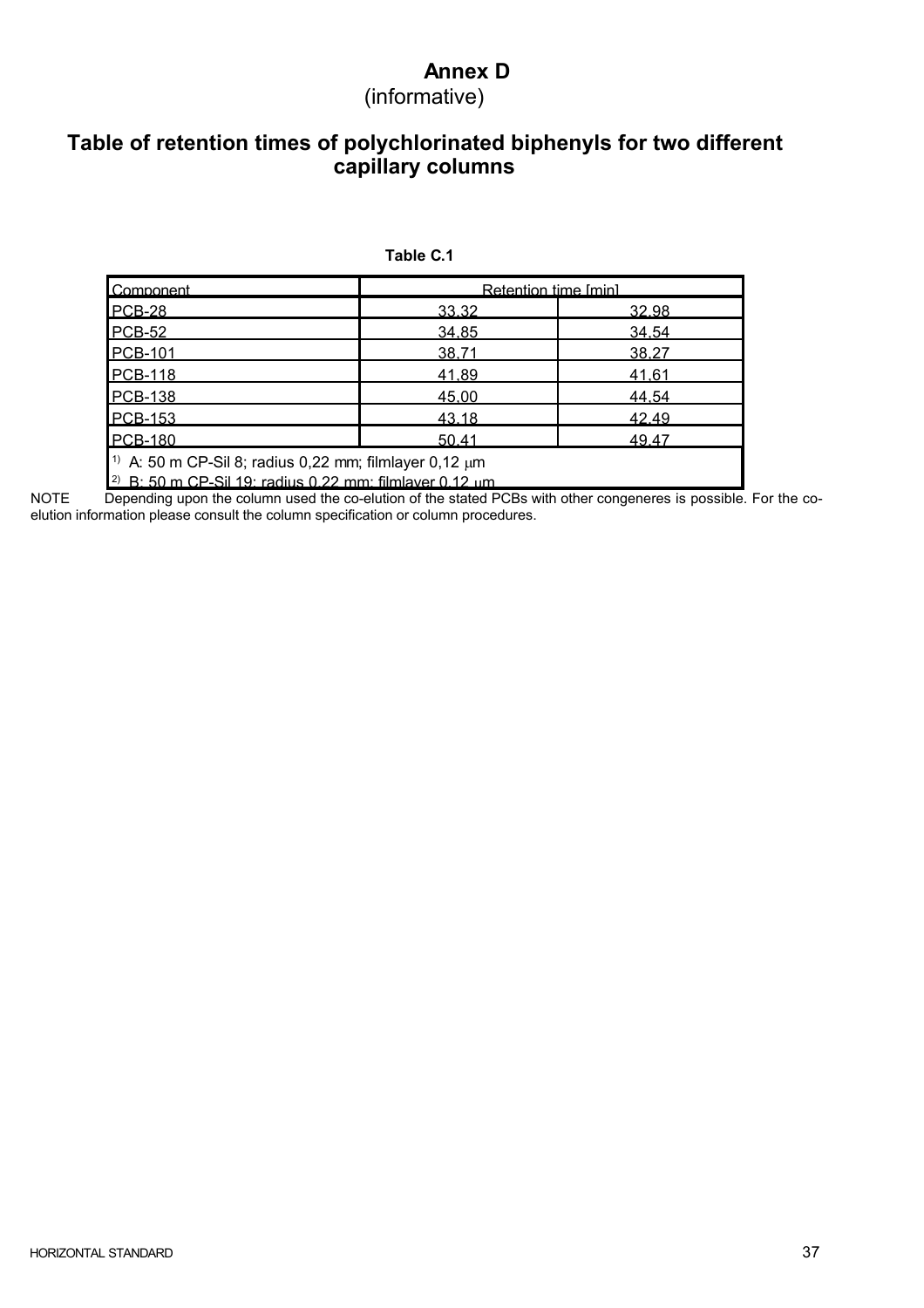# Annex D
(informative)

## Table of retention times of polychlorinated biphenyls for two different capillary columns

**Table C.1**

| Component | Retention time [min] | |
|---|---|---|
| PCB-28 | 33,32 | 32,98 |
| PCB-52 | 34,85 | 34,54 |
| PCB-101 | 38,71 | 38,27 |
| PCB-118 | 41,89 | 41,61 |
| PCB-138 | 45,00 | 44,54 |
| PCB-153 | 43,18 | 42,49 |
| PCB-180 | 50,41 | 49,47 |

[1] A: 50 m CP-Sil 8; radius 0,22 mm; filmlayer 0,12 µm

[2] B: 50 m CP-Sil 19; radius 0,22 mm; filmlayer 0,12 µm

NOTE Depending upon the column used the co-elution of the stated PCBs with other congeneres is possible. For the co-elution information please consult the column specification or column procedures.